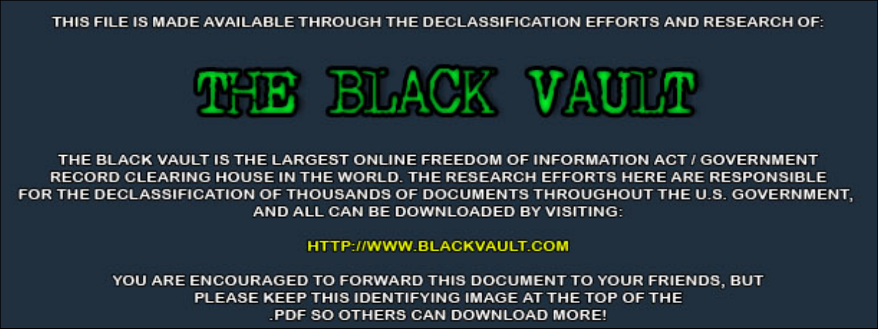THIS FILE IS MADE AVAILABLE THROUGH THE DECLASSIFICATION EFFORTS AND RESEARCH OF:

# THE BLACK VAULT

THE BLACK VAULT IS THE LARGEST ONLINE FREEDOM OF INFORMATION ACT / GOVERNMENT RECORD CLEARING HOUSE IN THE WORLD. THE RESEARCH EFFORTS HERE ARE RESPONSIBLE FOR THE DECLASSIFICATION OF THOUSANDS OF DOCUMENTS THROUGHOUT THE U.S. GOVERNMENT, AND ALL CAN BE DOWNLOADED BY VISITING:

HTTP://WWW.BLACKVAULT.COM

YOU ARE ENCOURAGED TO FORWARD THIS DOCUMENT TO YOUR FRIENDS, BUT PLEASE KEEP THIS IDENTIFYING IMAGE AT THE TOP OF THE .PDF SO OTHERS CAN DOWNLOAD MORE!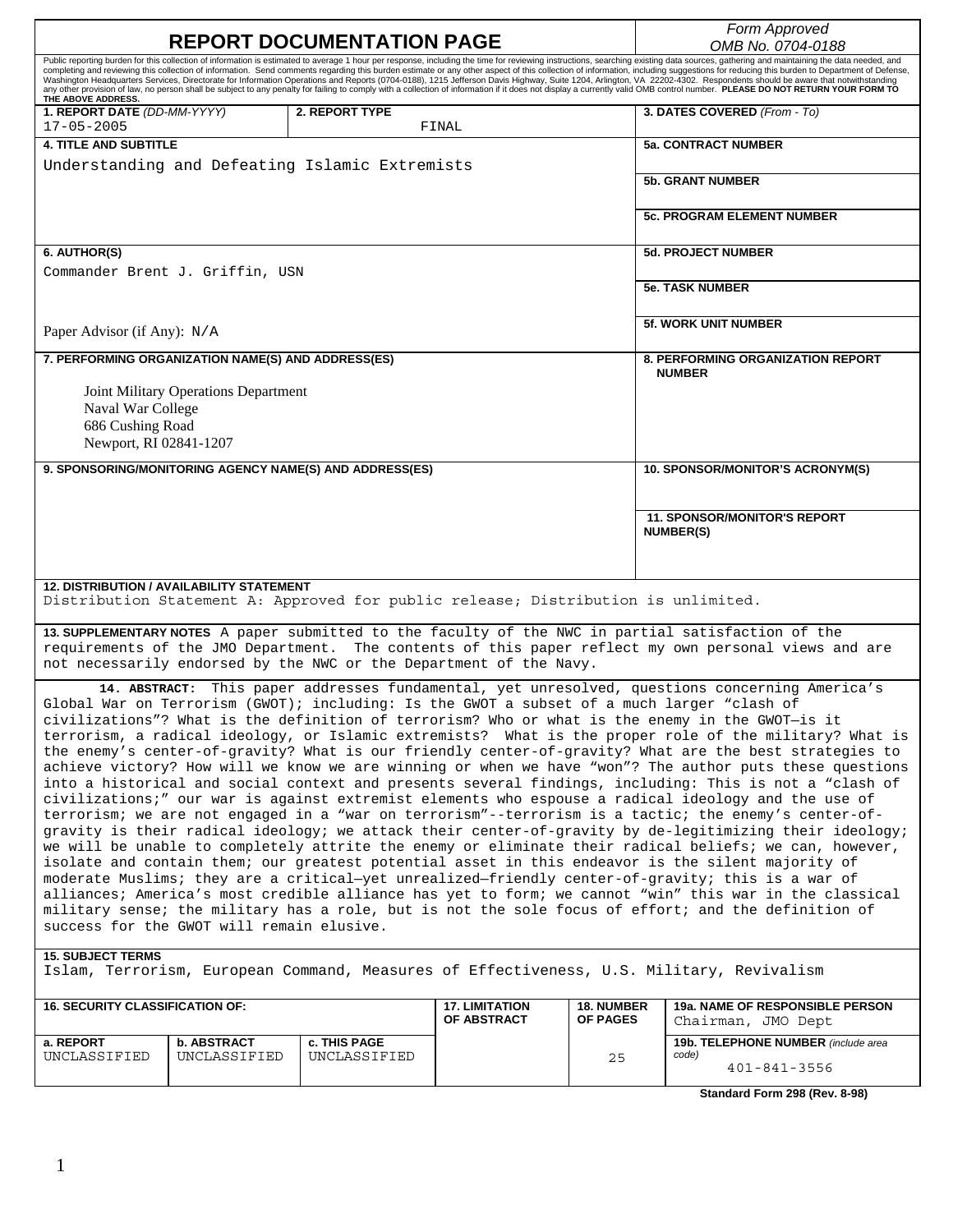# REPORT DOCUMENTATION PAGE

*Form Approved*
*OMB No. 0704-0188*

Public reporting burden for this collection of information is estimated to average 1 hour per response, including the time for reviewing instructions, searching existing data sources, gathering and maintaining the data needed, and completing and reviewing this collection of information. Send comments regarding this burden estimate or any other aspect of this collection of information, including suggestions for reducing this burden to Department of Defense, Washington Headquarters Services, Directorate for Information Operations and Reports (0704-0188), 1215 Jefferson Davis Highway, Suite 1204, Arlington, VA 22202-4302. Respondents should be aware that notwithstanding any other provision of law, no person shall be subject to any penalty for failing to comply with a collection of information if it does not display a currently valid OMB control number. **PLEASE DO NOT RETURN YOUR FORM TO THE ABOVE ADDRESS.**

| **1. REPORT DATE** *(DD-MM-YYYY)* | **2. REPORT TYPE** | **3. DATES COVERED** *(From - To)* |
|---|---|---|
| 17-05-2005 | FINAL | |

**4. TITLE AND SUBTITLE**
Understanding and Defeating Islamic Extremists

**5a. CONTRACT NUMBER**

**5b. GRANT NUMBER**

**5c. PROGRAM ELEMENT NUMBER**

**6. AUTHOR(S)**
Commander Brent J. Griffin, USN

Paper Advisor (if Any): N/A

**5d. PROJECT NUMBER**

**5e. TASK NUMBER**

**5f. WORK UNIT NUMBER**

**7. PERFORMING ORGANIZATION NAME(S) AND ADDRESS(ES)**

Joint Military Operations Department
Naval War College
686 Cushing Road
Newport, RI 02841-1207

**8. PERFORMING ORGANIZATION REPORT NUMBER**

**9. SPONSORING/MONITORING AGENCY NAME(S) AND ADDRESS(ES)**

**10. SPONSOR/MONITOR'S ACRONYM(S)**

**11. SPONSOR/MONITOR'S REPORT NUMBER(S)**

**12. DISTRIBUTION / AVAILABILITY STATEMENT**
Distribution Statement A: Approved for public release; Distribution is unlimited.

**13. SUPPLEMENTARY NOTES** A paper submitted to the faculty of the NWC in partial satisfaction of the requirements of the JMO Department. The contents of this paper reflect my own personal views and are not necessarily endorsed by the NWC or the Department of the Navy.

**14. ABSTRACT:** This paper addresses fundamental, yet unresolved, questions concerning America's Global War on Terrorism (GWOT); including: Is the GWOT a subset of a much larger "clash of civilizations"? What is the definition of terrorism? Who or what is the enemy in the GWOT—is it terrorism, a radical ideology, or Islamic extremists? What is the proper role of the military? What is the enemy's center-of-gravity? What is our friendly center-of-gravity? What are the best strategies to achieve victory? How will we know we are winning or when we have "won"? The author puts these questions into a historical and social context and presents several findings, including: This is not a "clash of civilizations;" our war is against extremist elements who espouse a radical ideology and the use of terrorism; we are not engaged in a "war on terrorism"--terrorism is a tactic; the enemy's center-of-gravity is their radical ideology; we attack their center-of-gravity by de-legitimizing their ideology; we will be unable to completely attrite the enemy or eliminate their radical beliefs; we can, however, isolate and contain them; our greatest potential asset in this endeavor is the silent majority of moderate Muslims; they are a critical—yet unrealized—friendly center-of-gravity; this is a war of alliances; America's most credible alliance has yet to form; we cannot "win" this war in the classical military sense; the military has a role, but is not the sole focus of effort; and the definition of success for the GWOT will remain elusive.

**15. SUBJECT TERMS**
Islam, Terrorism, European Command, Measures of Effectiveness, U.S. Military, Revivalism

| **16. SECURITY CLASSIFICATION OF:** | | | **17. LIMITATION OF ABSTRACT** | **18. NUMBER OF PAGES** | **19a. NAME OF RESPONSIBLE PERSON** |
|---|---|---|---|---|---|
| **a. REPORT** | **b. ABSTRACT** | **c. THIS PAGE** | | | Chairman, JMO Dept |
| UNCLASSIFIED | UNCLASSIFIED | UNCLASSIFIED | | 25 | **19b. TELEPHONE NUMBER** *(include area code)* 401-841-3556 |

**Standard Form 298 (Rev. 8-98)**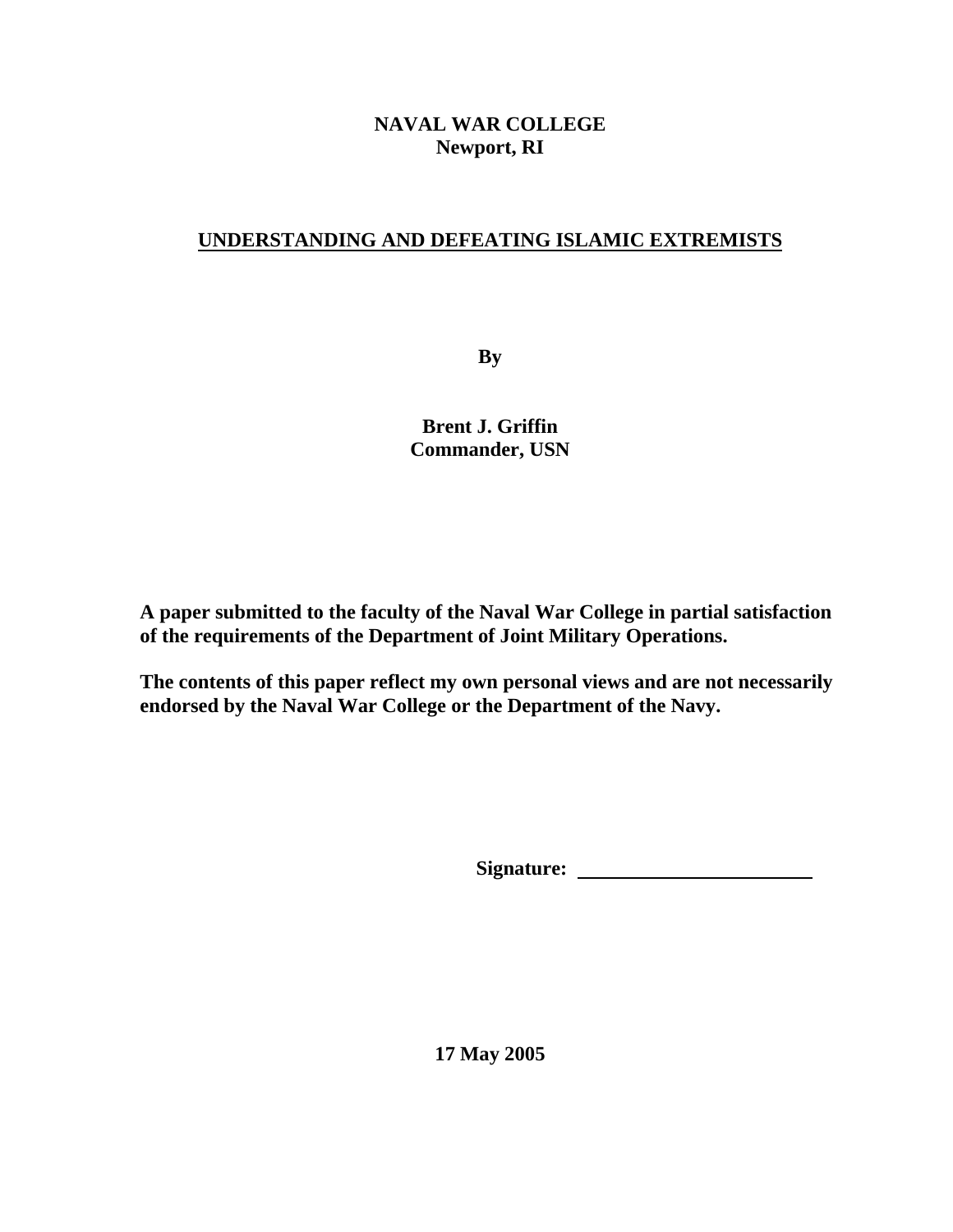**NAVAL WAR COLLEGE**
**Newport, RI**

# UNDERSTANDING AND DEFEATING ISLAMIC EXTREMISTS

**By**

**Brent J. Griffin**
**Commander, USN**

**A paper submitted to the faculty of the Naval War College in partial satisfaction of the requirements of the Department of Joint Military Operations.**

**The contents of this paper reflect my own personal views and are not necessarily endorsed by the Naval War College or the Department of the Navy.**

**Signature: \_\_\_\_\_\_\_\_\_\_\_\_\_\_\_\_\_\_\_\_\_\_\_\_**

**17 May 2005**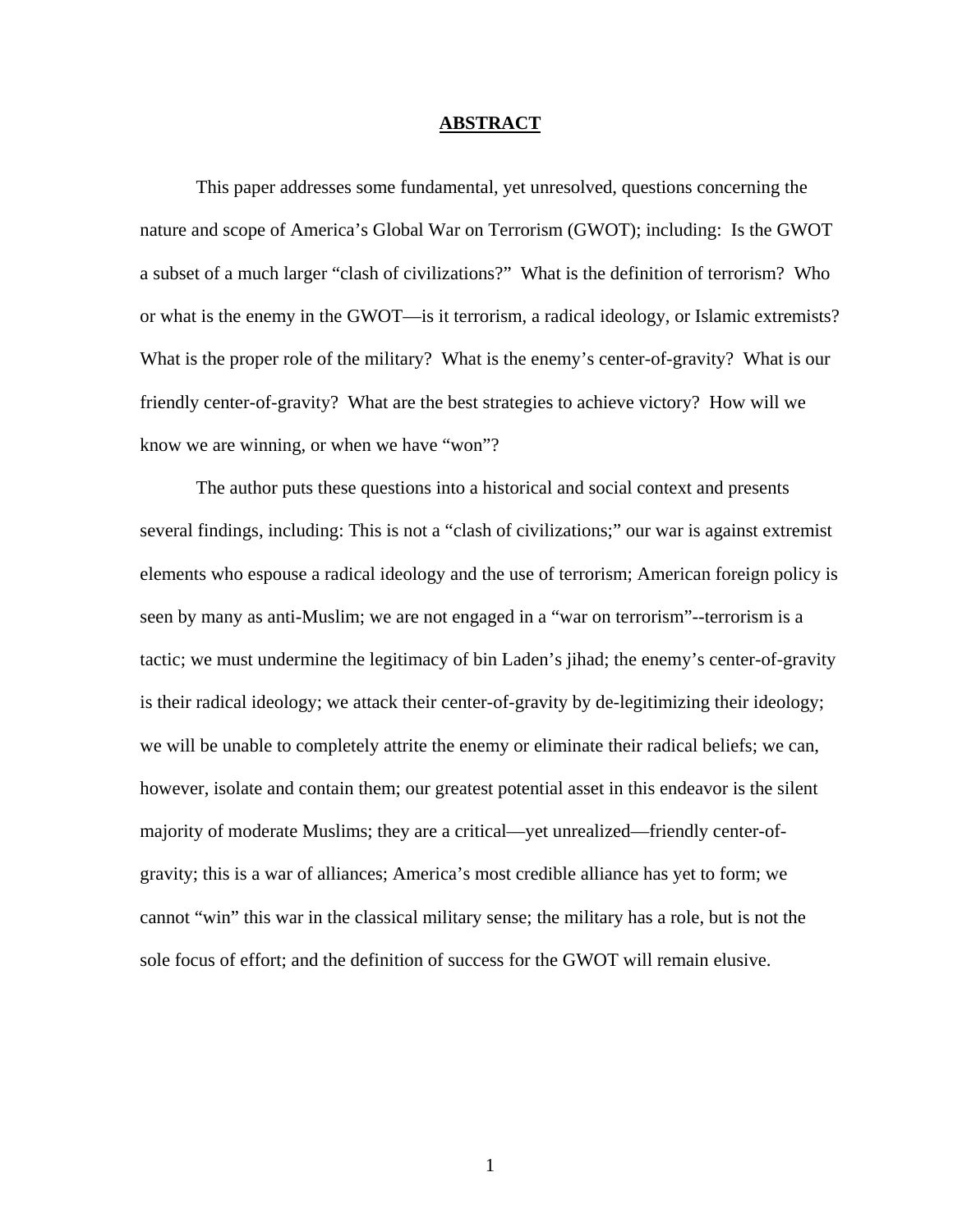## ABSTRACT

This paper addresses some fundamental, yet unresolved, questions concerning the nature and scope of America's Global War on Terrorism (GWOT); including: Is the GWOT a subset of a much larger "clash of civilizations?" What is the definition of terrorism? Who or what is the enemy in the GWOT—is it terrorism, a radical ideology, or Islamic extremists? What is the proper role of the military? What is the enemy's center-of-gravity? What is our friendly center-of-gravity? What are the best strategies to achieve victory? How will we know we are winning, or when we have "won"?

The author puts these questions into a historical and social context and presents several findings, including: This is not a "clash of civilizations;" our war is against extremist elements who espouse a radical ideology and the use of terrorism; American foreign policy is seen by many as anti-Muslim; we are not engaged in a "war on terrorism"--terrorism is a tactic; we must undermine the legitimacy of bin Laden's jihad; the enemy's center-of-gravity is their radical ideology; we attack their center-of-gravity by de-legitimizing their ideology; we will be unable to completely attrite the enemy or eliminate their radical beliefs; we can, however, isolate and contain them; our greatest potential asset in this endeavor is the silent majority of moderate Muslims; they are a critical—yet unrealized—friendly center-of-gravity; this is a war of alliances; America's most credible alliance has yet to form; we cannot "win" this war in the classical military sense; the military has a role, but is not the sole focus of effort; and the definition of success for the GWOT will remain elusive.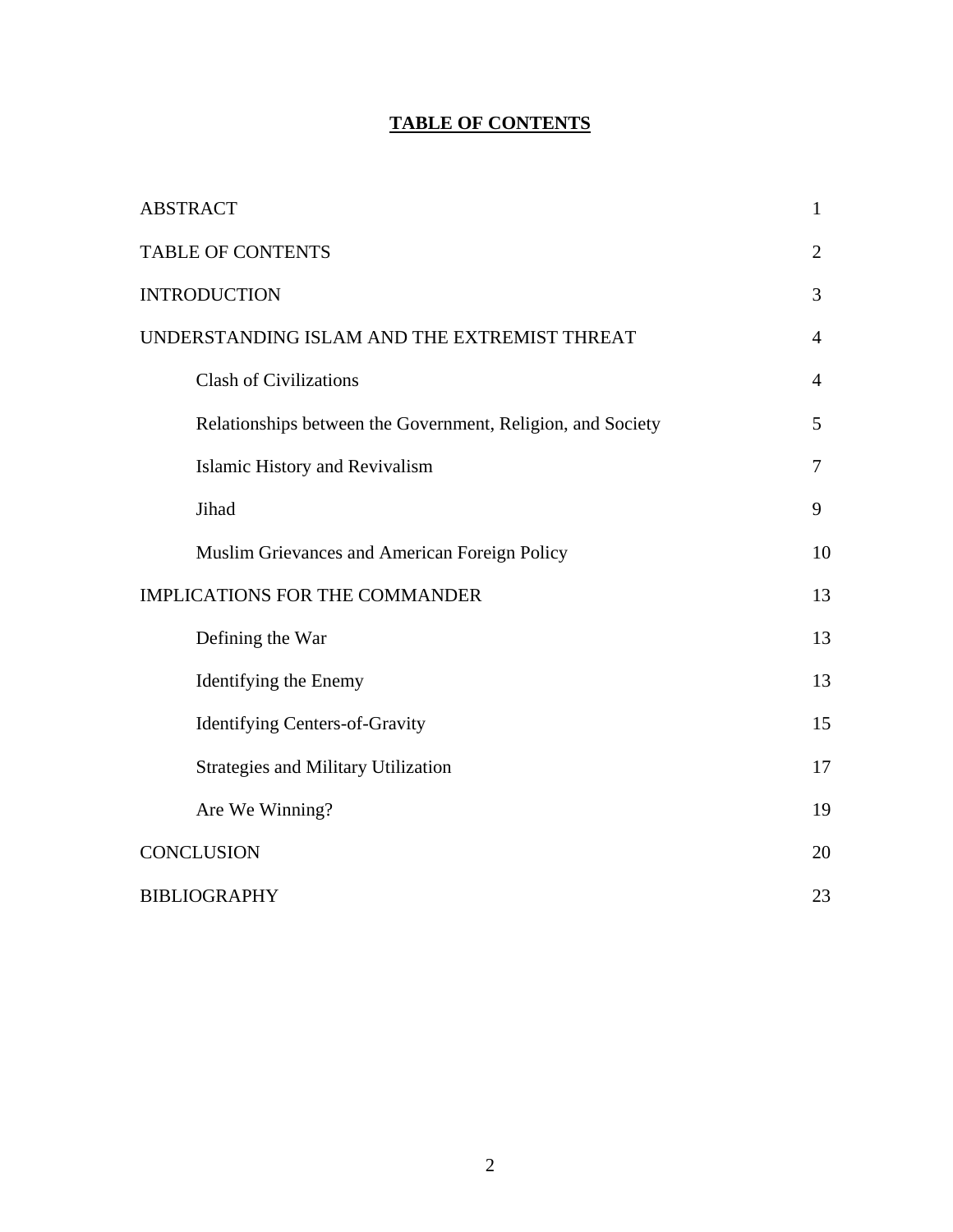# TABLE OF CONTENTS

| | |
|---|---|
| ABSTRACT | 1 |
| TABLE OF CONTENTS | 2 |
| INTRODUCTION | 3 |
| UNDERSTANDING ISLAM AND THE EXTREMIST THREAT | 4 |
| &nbsp;&nbsp;&nbsp;&nbsp;Clash of Civilizations | 4 |
| &nbsp;&nbsp;&nbsp;&nbsp;Relationships between the Government, Religion, and Society | 5 |
| &nbsp;&nbsp;&nbsp;&nbsp;Islamic History and Revivalism | 7 |
| &nbsp;&nbsp;&nbsp;&nbsp;Jihad | 9 |
| &nbsp;&nbsp;&nbsp;&nbsp;Muslim Grievances and American Foreign Policy | 10 |
| IMPLICATIONS FOR THE COMMANDER | 13 |
| &nbsp;&nbsp;&nbsp;&nbsp;Defining the War | 13 |
| &nbsp;&nbsp;&nbsp;&nbsp;Identifying the Enemy | 13 |
| &nbsp;&nbsp;&nbsp;&nbsp;Identifying Centers-of-Gravity | 15 |
| &nbsp;&nbsp;&nbsp;&nbsp;Strategies and Military Utilization | 17 |
| &nbsp;&nbsp;&nbsp;&nbsp;Are We Winning? | 19 |
| CONCLUSION | 20 |
| BIBLIOGRAPHY | 23 |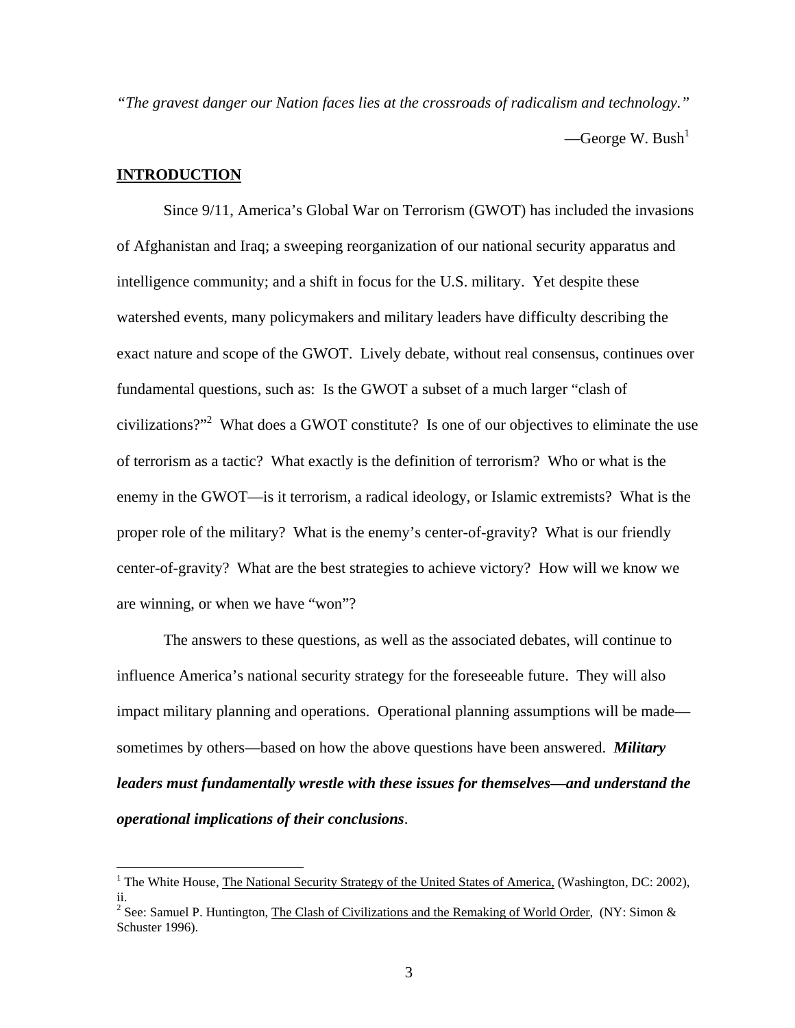*"The gravest danger our Nation faces lies at the crossroads of radicalism and technology."*

—George W. Bush[1]

## INTRODUCTION

Since 9/11, America's Global War on Terrorism (GWOT) has included the invasions of Afghanistan and Iraq; a sweeping reorganization of our national security apparatus and intelligence community; and a shift in focus for the U.S. military. Yet despite these watershed events, many policymakers and military leaders have difficulty describing the exact nature and scope of the GWOT. Lively debate, without real consensus, continues over fundamental questions, such as: Is the GWOT a subset of a much larger "clash of civilizations?"[2] What does a GWOT constitute? Is one of our objectives to eliminate the use of terrorism as a tactic? What exactly is the definition of terrorism? Who or what is the enemy in the GWOT—is it terrorism, a radical ideology, or Islamic extremists? What is the proper role of the military? What is the enemy's center-of-gravity? What is our friendly center-of-gravity? What are the best strategies to achieve victory? How will we know we are winning, or when we have "won"?

The answers to these questions, as well as the associated debates, will continue to influence America's national security strategy for the foreseeable future. They will also impact military planning and operations. Operational planning assumptions will be made—sometimes by others—based on how the above questions have been answered. ***Military leaders must fundamentally wrestle with these issues for themselves—and understand the operational implications of their conclusions***.

---

[1] The White House, The National Security Strategy of the United States of America, (Washington, DC: 2002), ii.

[2] See: Samuel P. Huntington, The Clash of Civilizations and the Remaking of World Order, (NY: Simon & Schuster 1996).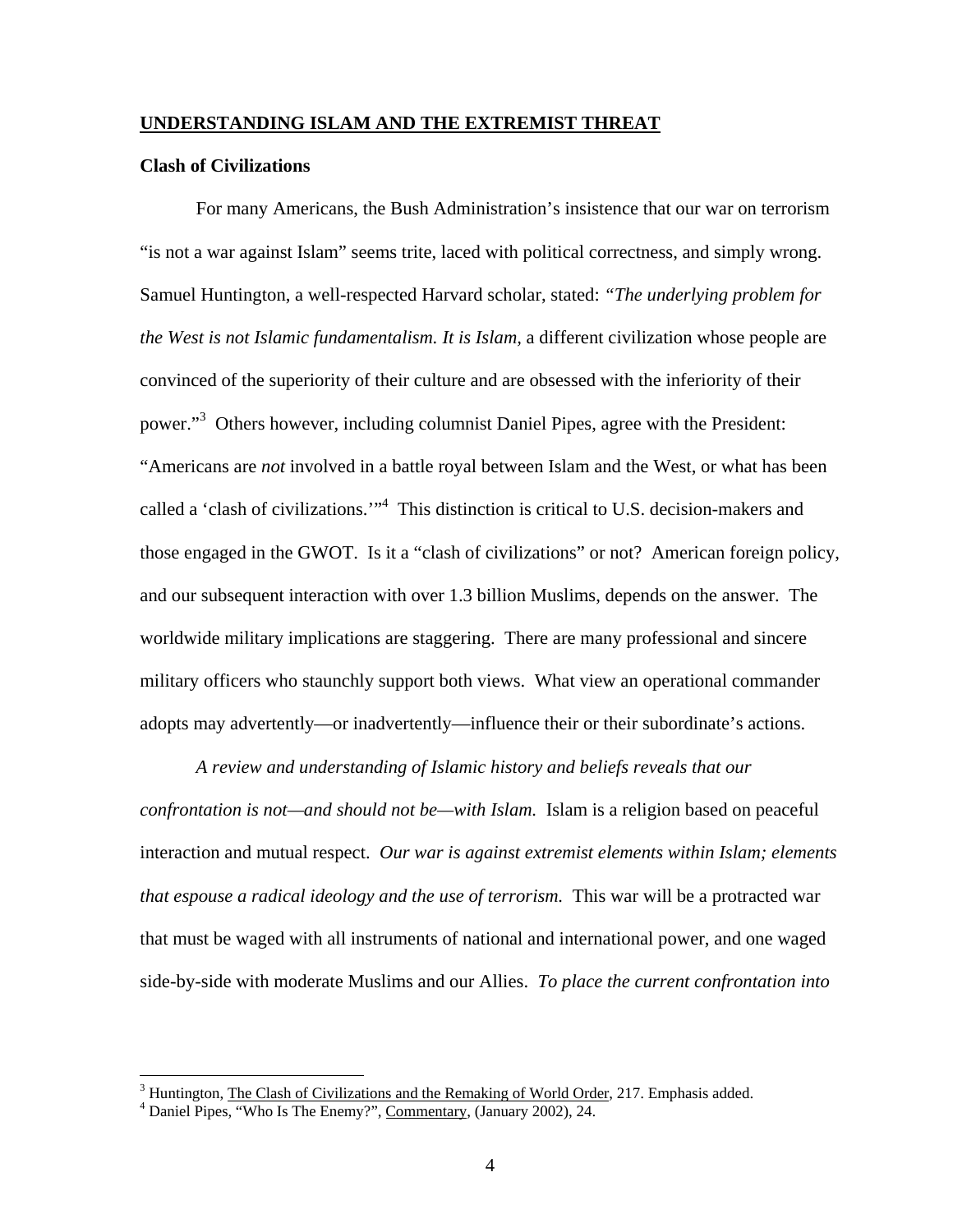## <u>UNDERSTANDING ISLAM AND THE EXTREMIST THREAT</u>

### Clash of Civilizations

For many Americans, the Bush Administration's insistence that our war on terrorism "is not a war against Islam" seems trite, laced with political correctness, and simply wrong. Samuel Huntington, a well-respected Harvard scholar, stated: *"The underlying problem for the West is not Islamic fundamentalism. It is Islam,* a different civilization whose people are convinced of the superiority of their culture and are obsessed with the inferiority of their power."[3] Others however, including columnist Daniel Pipes, agree with the President: "Americans are *not* involved in a battle royal between Islam and the West, or what has been called a 'clash of civilizations.'"[4] This distinction is critical to U.S. decision-makers and those engaged in the GWOT. Is it a "clash of civilizations" or not? American foreign policy, and our subsequent interaction with over 1.3 billion Muslims, depends on the answer. The worldwide military implications are staggering. There are many professional and sincere military officers who staunchly support both views. What view an operational commander adopts may advertently—or inadvertently—influence their or their subordinate's actions.

*A review and understanding of Islamic history and beliefs reveals that our confrontation is not—and should not be—with Islam.* Islam is a religion based on peaceful interaction and mutual respect. *Our war is against extremist elements within Islam; elements that espouse a radical ideology and the use of terrorism.* This war will be a protracted war that must be waged with all instruments of national and international power, and one waged side-by-side with moderate Muslims and our Allies. *To place the current confrontation into*

---

[3] Huntington, <u>The Clash of Civilizations and the Remaking of World Order</u>, 217. Emphasis added.

[4] Daniel Pipes, "Who Is The Enemy?", <u>Commentary</u>, (January 2002), 24.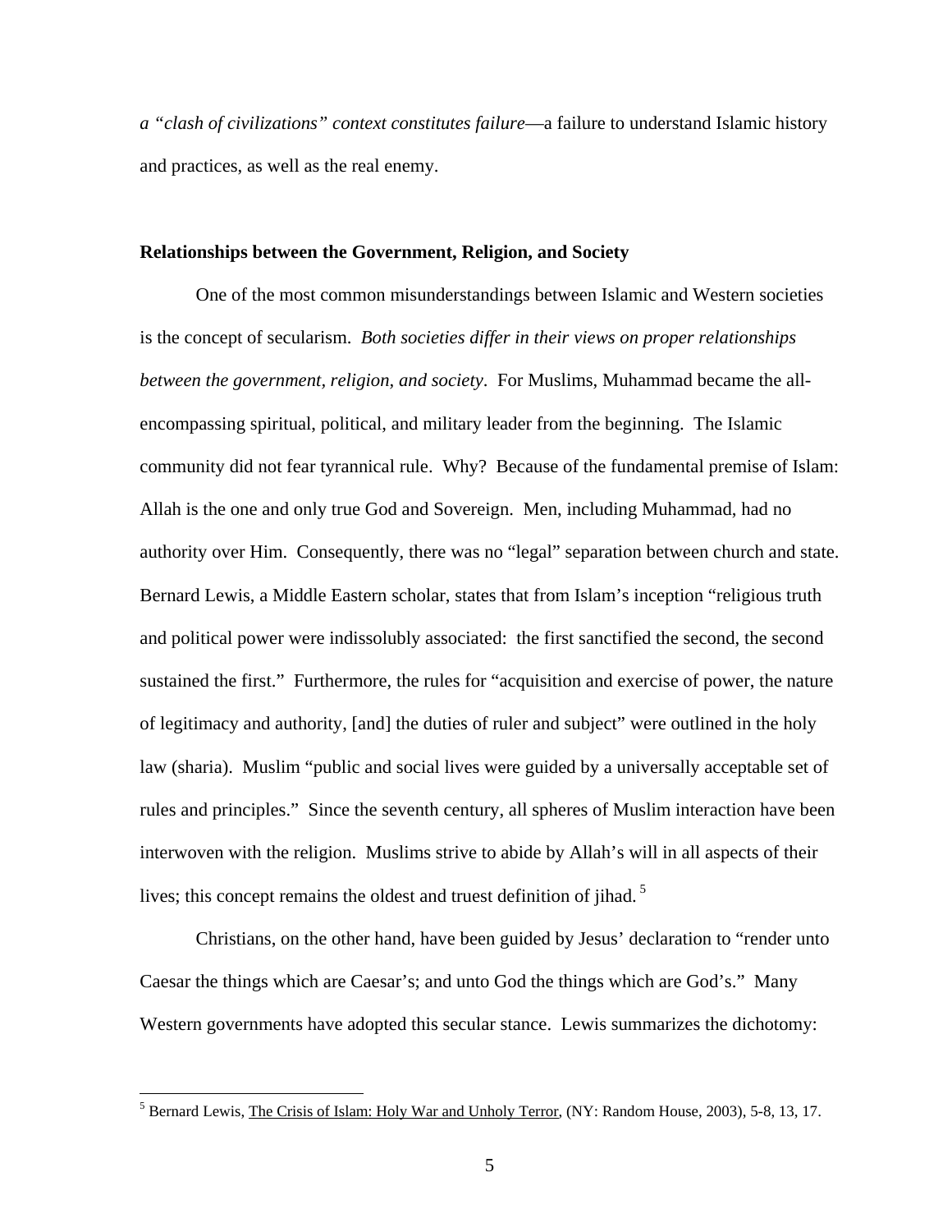*a "clash of civilizations" context constitutes failure*—a failure to understand Islamic history and practices, as well as the real enemy.

**Relationships between the Government, Religion, and Society**

One of the most common misunderstandings between Islamic and Western societies is the concept of secularism. *Both societies differ in their views on proper relationships between the government, religion, and society*. For Muslims, Muhammad became the all-encompassing spiritual, political, and military leader from the beginning. The Islamic community did not fear tyrannical rule. Why? Because of the fundamental premise of Islam: Allah is the one and only true God and Sovereign. Men, including Muhammad, had no authority over Him. Consequently, there was no "legal" separation between church and state. Bernard Lewis, a Middle Eastern scholar, states that from Islam's inception "religious truth and political power were indissolubly associated: the first sanctified the second, the second sustained the first." Furthermore, the rules for "acquisition and exercise of power, the nature of legitimacy and authority, [and] the duties of ruler and subject" were outlined in the holy law (sharia). Muslim "public and social lives were guided by a universally acceptable set of rules and principles." Since the seventh century, all spheres of Muslim interaction have been interwoven with the religion. Muslims strive to abide by Allah's will in all aspects of their lives; this concept remains the oldest and truest definition of jihad.[5]

Christians, on the other hand, have been guided by Jesus' declaration to "render unto Caesar the things which are Caesar's; and unto God the things which are God's." Many Western governments have adopted this secular stance. Lewis summarizes the dichotomy:

[5] Bernard Lewis, The Crisis of Islam: Holy War and Unholy Terror, (NY: Random House, 2003), 5-8, 13, 17.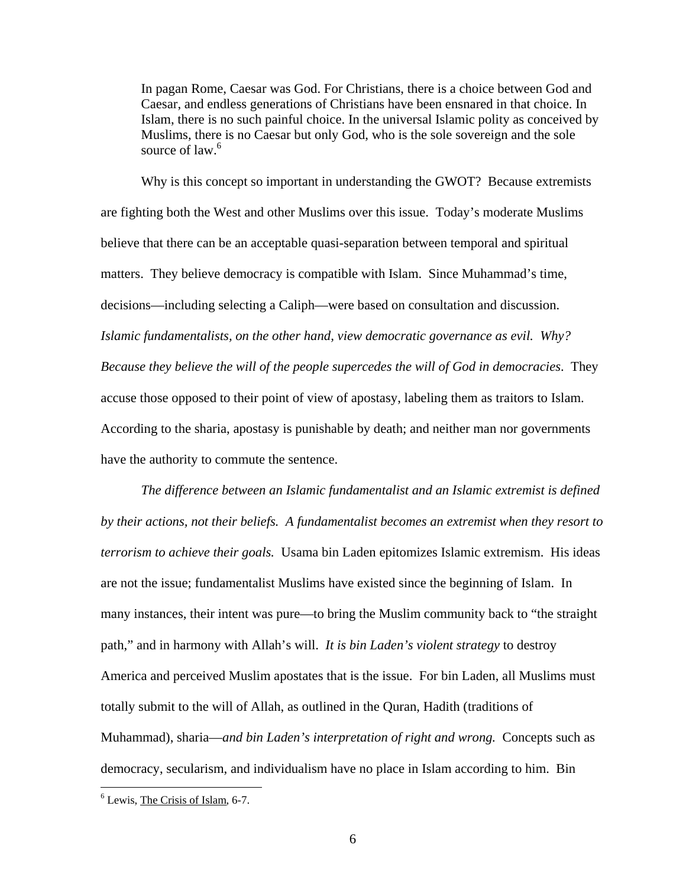> In pagan Rome, Caesar was God. For Christians, there is a choice between God and Caesar, and endless generations of Christians have been ensnared in that choice. In Islam, there is no such painful choice. In the universal Islamic polity as conceived by Muslims, there is no Caesar but only God, who is the sole sovereign and the sole source of law.[6]

Why is this concept so important in understanding the GWOT? Because extremists are fighting both the West and other Muslims over this issue. Today's moderate Muslims believe that there can be an acceptable quasi-separation between temporal and spiritual matters. They believe democracy is compatible with Islam. Since Muhammad's time, decisions—including selecting a Caliph—were based on consultation and discussion. *Islamic fundamentalists, on the other hand, view democratic governance as evil. Why? Because they believe the will of the people supercedes the will of God in democracies*. They accuse those opposed to their point of view of apostasy, labeling them as traitors to Islam. According to the sharia, apostasy is punishable by death; and neither man nor governments have the authority to commute the sentence.

*The difference between an Islamic fundamentalist and an Islamic extremist is defined by their actions, not their beliefs. A fundamentalist becomes an extremist when they resort to terrorism to achieve their goals.* Usama bin Laden epitomizes Islamic extremism. His ideas are not the issue; fundamentalist Muslims have existed since the beginning of Islam. In many instances, their intent was pure—to bring the Muslim community back to "the straight path," and in harmony with Allah's will. *It is bin Laden's violent strategy* to destroy America and perceived Muslim apostates that is the issue. For bin Laden, all Muslims must totally submit to the will of Allah, as outlined in the Quran, Hadith (traditions of Muhammad), sharia—*and bin Laden's interpretation of right and wrong.* Concepts such as democracy, secularism, and individualism have no place in Islam according to him. Bin

[6] Lewis, The Crisis of Islam, 6-7.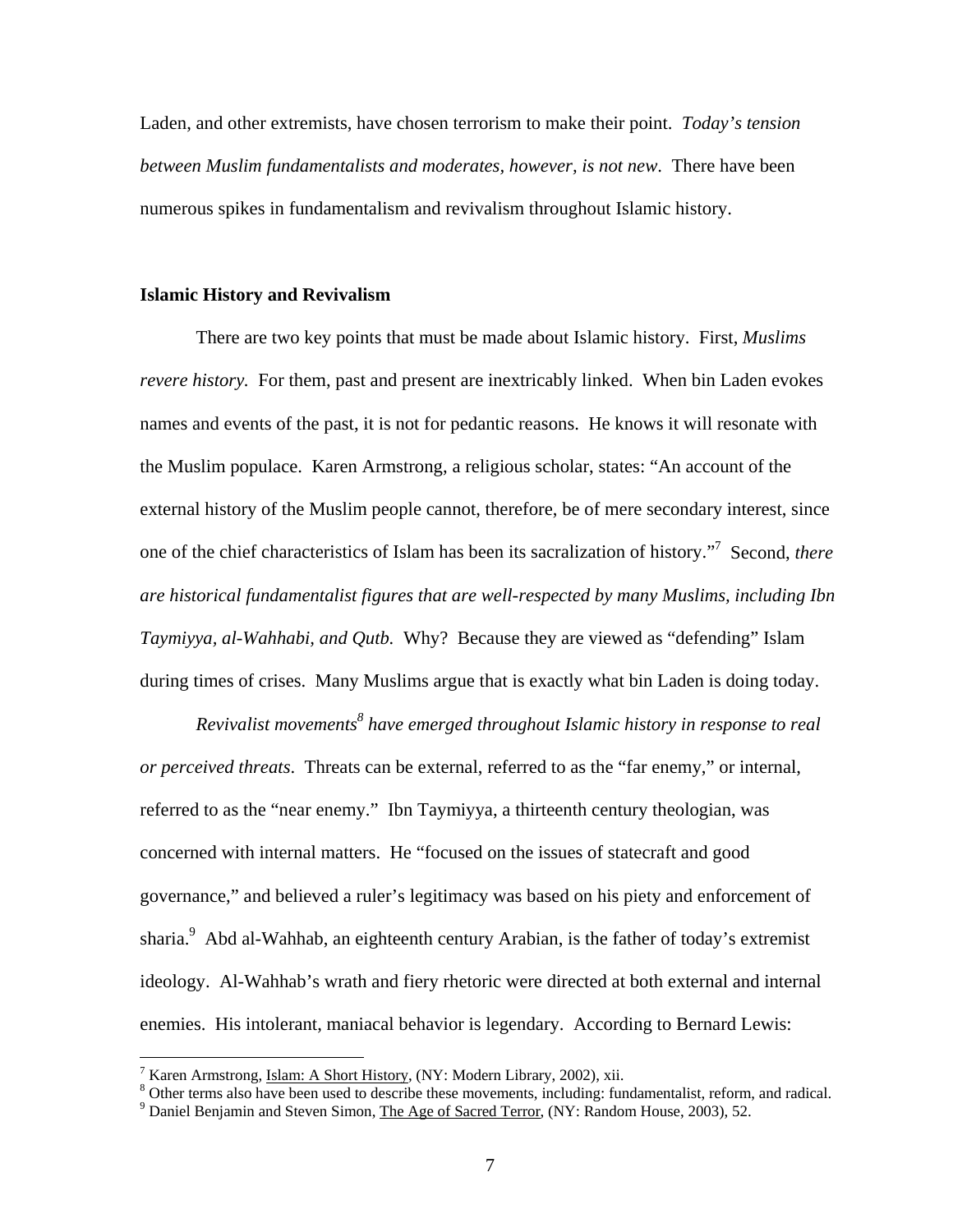Laden, and other extremists, have chosen terrorism to make their point. *Today's tension between Muslim fundamentalists and moderates, however, is not new*. There have been numerous spikes in fundamentalism and revivalism throughout Islamic history.

## Islamic History and Revivalism

There are two key points that must be made about Islamic history. First, *Muslims revere history.* For them, past and present are inextricably linked. When bin Laden evokes names and events of the past, it is not for pedantic reasons. He knows it will resonate with the Muslim populace. Karen Armstrong, a religious scholar, states: "An account of the external history of the Muslim people cannot, therefore, be of mere secondary interest, since one of the chief characteristics of Islam has been its sacralization of history."[7] Second, *there are historical fundamentalist figures that are well-respected by many Muslims, including Ibn Taymiyya, al-Wahhabi, and Qutb.* Why? Because they are viewed as "defending" Islam during times of crises. Many Muslims argue that is exactly what bin Laden is doing today.

*Revivalist movements[8] have emerged throughout Islamic history in response to real or perceived threats*. Threats can be external, referred to as the "far enemy," or internal, referred to as the "near enemy." Ibn Taymiyya, a thirteenth century theologian, was concerned with internal matters. He "focused on the issues of statecraft and good governance," and believed a ruler's legitimacy was based on his piety and enforcement of sharia.[9] Abd al-Wahhab, an eighteenth century Arabian, is the father of today's extremist ideology. Al-Wahhab's wrath and fiery rhetoric were directed at both external and internal enemies. His intolerant, maniacal behavior is legendary. According to Bernard Lewis:

---

[7] Karen Armstrong, Islam: A Short History, (NY: Modern Library, 2002), xii.

[8] Other terms also have been used to describe these movements, including: fundamentalist, reform, and radical.

[9] Daniel Benjamin and Steven Simon, The Age of Sacred Terror, (NY: Random House, 2003), 52.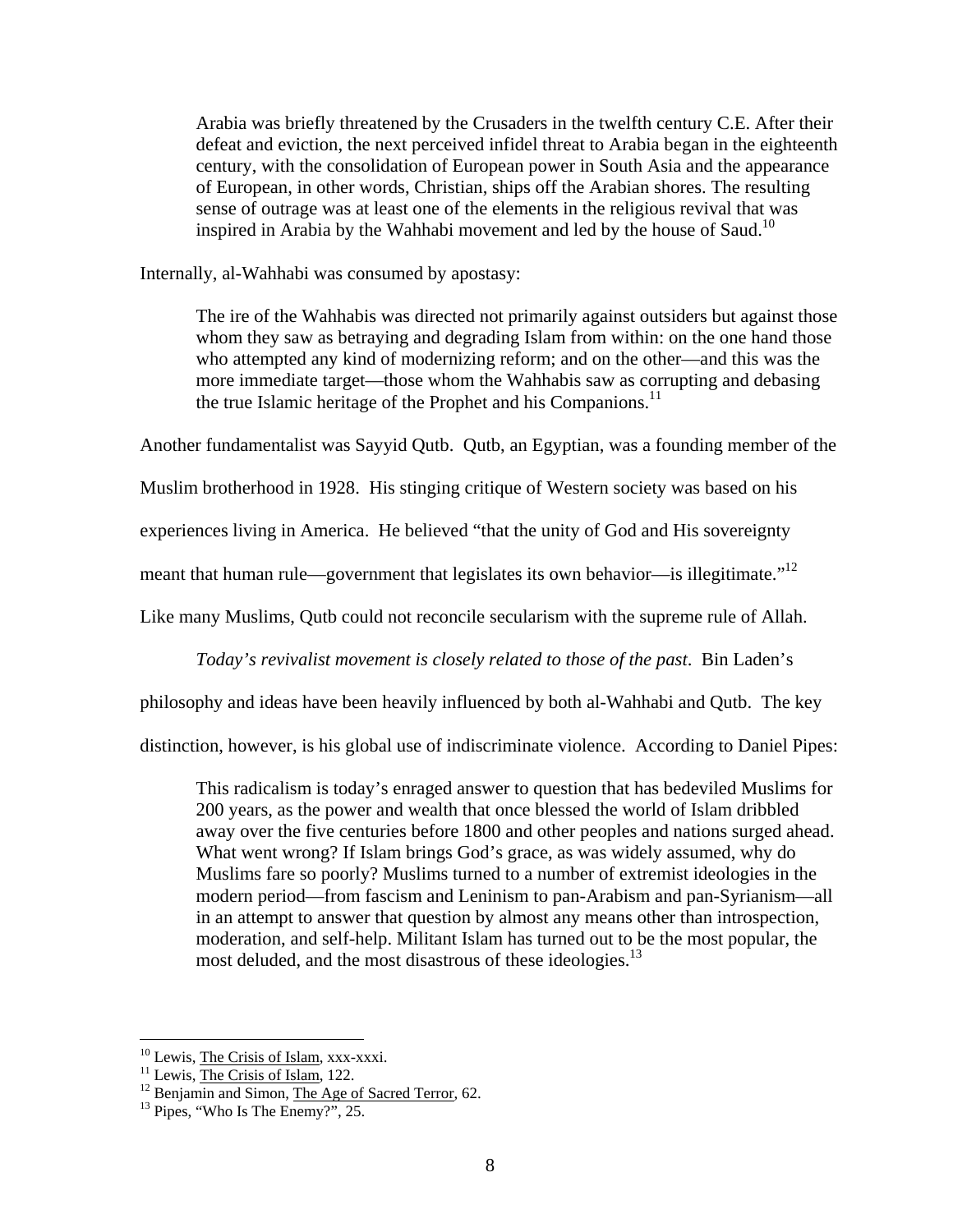> Arabia was briefly threatened by the Crusaders in the twelfth century C.E. After their defeat and eviction, the next perceived infidel threat to Arabia began in the eighteenth century, with the consolidation of European power in South Asia and the appearance of European, in other words, Christian, ships off the Arabian shores. The resulting sense of outrage was at least one of the elements in the religious revival that was inspired in Arabia by the Wahhabi movement and led by the house of Saud.[10]

Internally, al-Wahhabi was consumed by apostasy:

> The ire of the Wahhabis was directed not primarily against outsiders but against those whom they saw as betraying and degrading Islam from within: on the one hand those who attempted any kind of modernizing reform; and on the other—and this was the more immediate target—those whom the Wahhabis saw as corrupting and debasing the true Islamic heritage of the Prophet and his Companions.[11]

Another fundamentalist was Sayyid Qutb. Qutb, an Egyptian, was a founding member of the Muslim brotherhood in 1928. His stinging critique of Western society was based on his experiences living in America. He believed "that the unity of God and His sovereignty meant that human rule—government that legislates its own behavior—is illegitimate."[12] Like many Muslims, Qutb could not reconcile secularism with the supreme rule of Allah.

*Today's revivalist movement is closely related to those of the past*. Bin Laden's philosophy and ideas have been heavily influenced by both al-Wahhabi and Qutb. The key distinction, however, is his global use of indiscriminate violence. According to Daniel Pipes:

> This radicalism is today's enraged answer to question that has bedeviled Muslims for 200 years, as the power and wealth that once blessed the world of Islam dribbled away over the five centuries before 1800 and other peoples and nations surged ahead. What went wrong? If Islam brings God's grace, as was widely assumed, why do Muslims fare so poorly? Muslims turned to a number of extremist ideologies in the modern period—from fascism and Leninism to pan-Arabism and pan-Syrianism—all in an attempt to answer that question by almost any means other than introspection, moderation, and self-help. Militant Islam has turned out to be the most popular, the most deluded, and the most disastrous of these ideologies.[13]

---

[10] Lewis, The Crisis of Islam, xxx-xxxi.

[11] Lewis, The Crisis of Islam, 122.

[12] Benjamin and Simon, The Age of Sacred Terror, 62.

[13] Pipes, "Who Is The Enemy?", 25.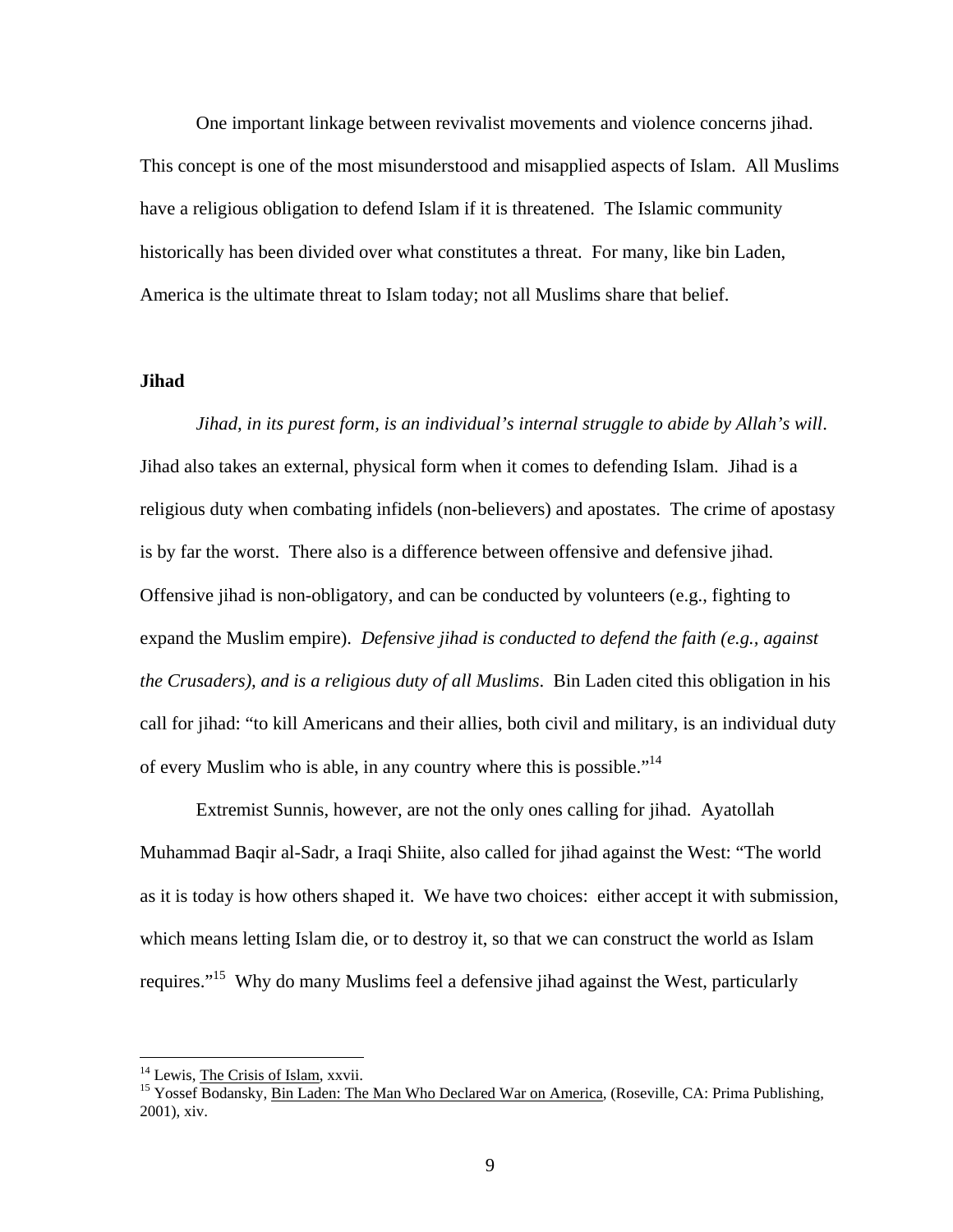One important linkage between revivalist movements and violence concerns jihad. This concept is one of the most misunderstood and misapplied aspects of Islam. All Muslims have a religious obligation to defend Islam if it is threatened. The Islamic community historically has been divided over what constitutes a threat. For many, like bin Laden, America is the ultimate threat to Islam today; not all Muslims share that belief.

**Jihad**

*Jihad, in its purest form, is an individual's internal struggle to abide by Allah's will*. Jihad also takes an external, physical form when it comes to defending Islam. Jihad is a religious duty when combating infidels (non-believers) and apostates. The crime of apostasy is by far the worst. There also is a difference between offensive and defensive jihad. Offensive jihad is non-obligatory, and can be conducted by volunteers (e.g., fighting to expand the Muslim empire). *Defensive jihad is conducted to defend the faith (e.g., against the Crusaders), and is a religious duty of all Muslims*. Bin Laden cited this obligation in his call for jihad: "to kill Americans and their allies, both civil and military, is an individual duty of every Muslim who is able, in any country where this is possible."[14]

Extremist Sunnis, however, are not the only ones calling for jihad. Ayatollah Muhammad Baqir al-Sadr, a Iraqi Shiite, also called for jihad against the West: "The world as it is today is how others shaped it. We have two choices: either accept it with submission, which means letting Islam die, or to destroy it, so that we can construct the world as Islam requires."[15] Why do many Muslims feel a defensive jihad against the West, particularly

---

[14] Lewis, The Crisis of Islam, xxvii.

[15] Yossef Bodansky, Bin Laden: The Man Who Declared War on America, (Roseville, CA: Prima Publishing, 2001), xiv.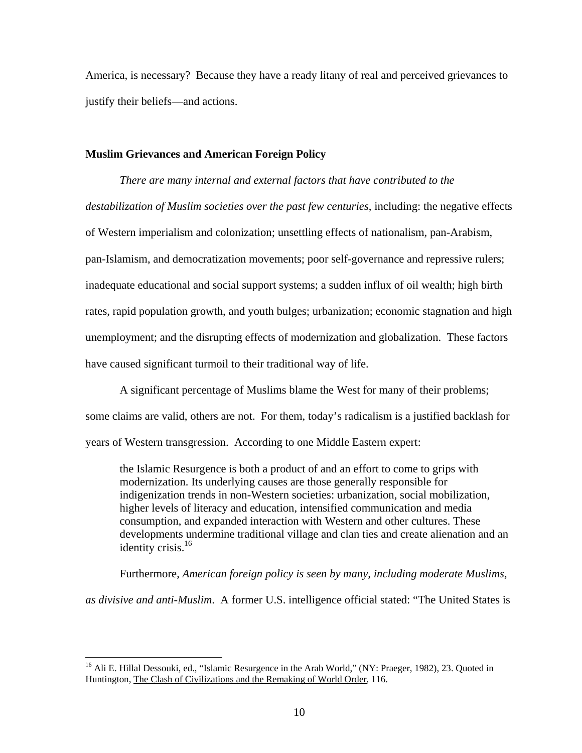America, is necessary? Because they have a ready litany of real and perceived grievances to justify their beliefs—and actions.

**Muslim Grievances and American Foreign Policy**

*There are many internal and external factors that have contributed to the destabilization of Muslim societies over the past few centuries*, including: the negative effects of Western imperialism and colonization; unsettling effects of nationalism, pan-Arabism, pan-Islamism, and democratization movements; poor self-governance and repressive rulers; inadequate educational and social support systems; a sudden influx of oil wealth; high birth rates, rapid population growth, and youth bulges; urbanization; economic stagnation and high unemployment; and the disrupting effects of modernization and globalization. These factors have caused significant turmoil to their traditional way of life.

A significant percentage of Muslims blame the West for many of their problems; some claims are valid, others are not. For them, today's radicalism is a justified backlash for years of Western transgression. According to one Middle Eastern expert:

> the Islamic Resurgence is both a product of and an effort to come to grips with modernization. Its underlying causes are those generally responsible for indigenization trends in non-Western societies: urbanization, social mobilization, higher levels of literacy and education, intensified communication and media consumption, and expanded interaction with Western and other cultures. These developments undermine traditional village and clan ties and create alienation and an identity crisis.[16]

Furthermore, *American foreign policy is seen by many, including moderate Muslims, as divisive and anti-Muslim*. A former U.S. intelligence official stated: "The United States is

[16] Ali E. Hillal Dessouki, ed., "Islamic Resurgence in the Arab World," (NY: Praeger, 1982), 23. Quoted in Huntington, The Clash of Civilizations and the Remaking of World Order, 116.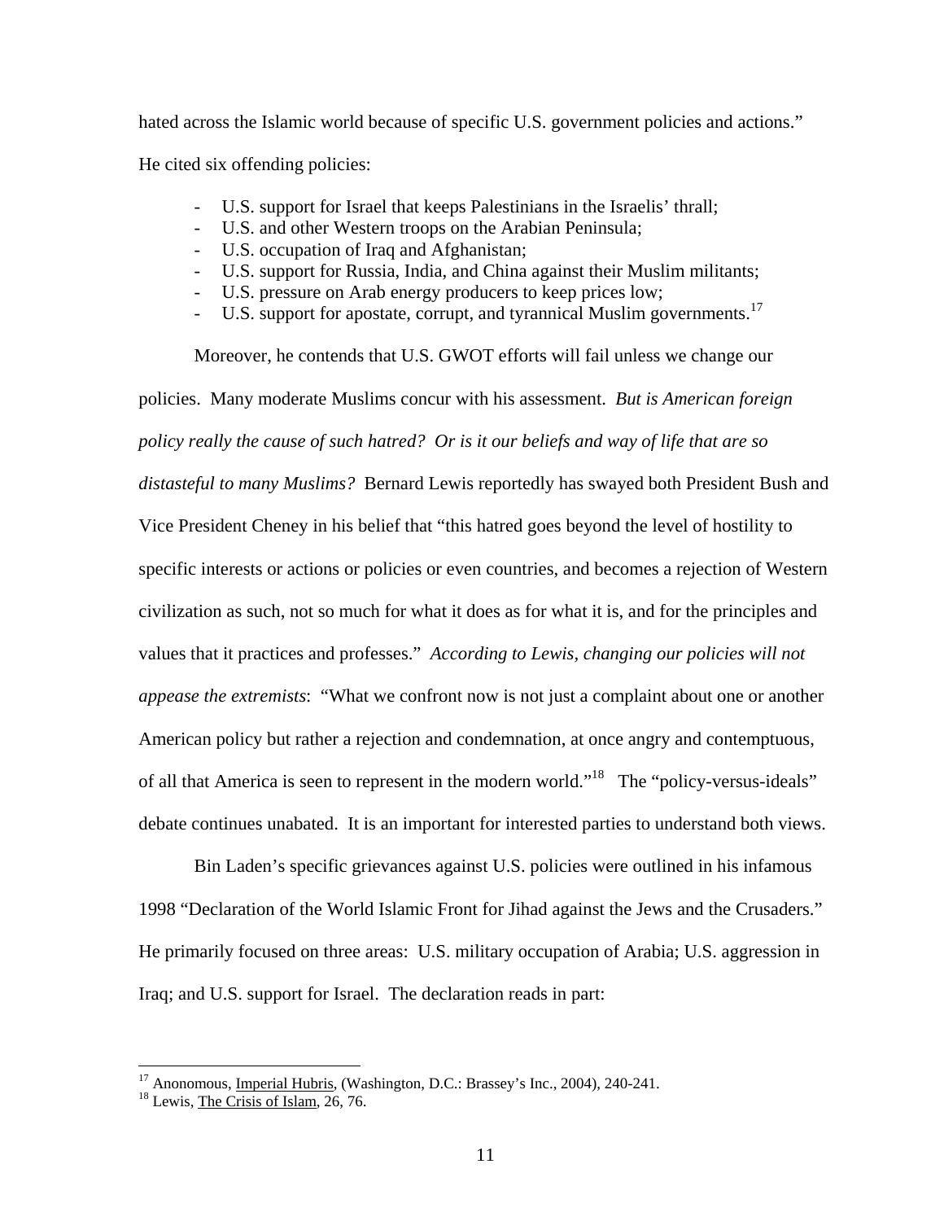hated across the Islamic world because of specific U.S. government policies and actions." He cited six offending policies:

- U.S. support for Israel that keeps Palestinians in the Israelis' thrall;
- U.S. and other Western troops on the Arabian Peninsula;
- U.S. occupation of Iraq and Afghanistan;
- U.S. support for Russia, India, and China against their Muslim militants;
- U.S. pressure on Arab energy producers to keep prices low;
- U.S. support for apostate, corrupt, and tyrannical Muslim governments.[17]

Moreover, he contends that U.S. GWOT efforts will fail unless we change our policies. Many moderate Muslims concur with his assessment. *But is American foreign policy really the cause of such hatred? Or is it our beliefs and way of life that are so distasteful to many Muslims?* Bernard Lewis reportedly has swayed both President Bush and Vice President Cheney in his belief that "this hatred goes beyond the level of hostility to specific interests or actions or policies or even countries, and becomes a rejection of Western civilization as such, not so much for what it does as for what it is, and for the principles and values that it practices and professes." *According to Lewis, changing our policies will not appease the extremists*: "What we confront now is not just a complaint about one or another American policy but rather a rejection and condemnation, at once angry and contemptuous, of all that America is seen to represent in the modern world."[18] The "policy-versus-ideals" debate continues unabated. It is an important for interested parties to understand both views.

Bin Laden's specific grievances against U.S. policies were outlined in his infamous 1998 "Declaration of the World Islamic Front for Jihad against the Jews and the Crusaders." He primarily focused on three areas: U.S. military occupation of Arabia; U.S. aggression in Iraq; and U.S. support for Israel. The declaration reads in part:

---

[17] Anonomous, Imperial Hubris, (Washington, D.C.: Brassey's Inc., 2004), 240-241.

[18] Lewis, The Crisis of Islam, 26, 76.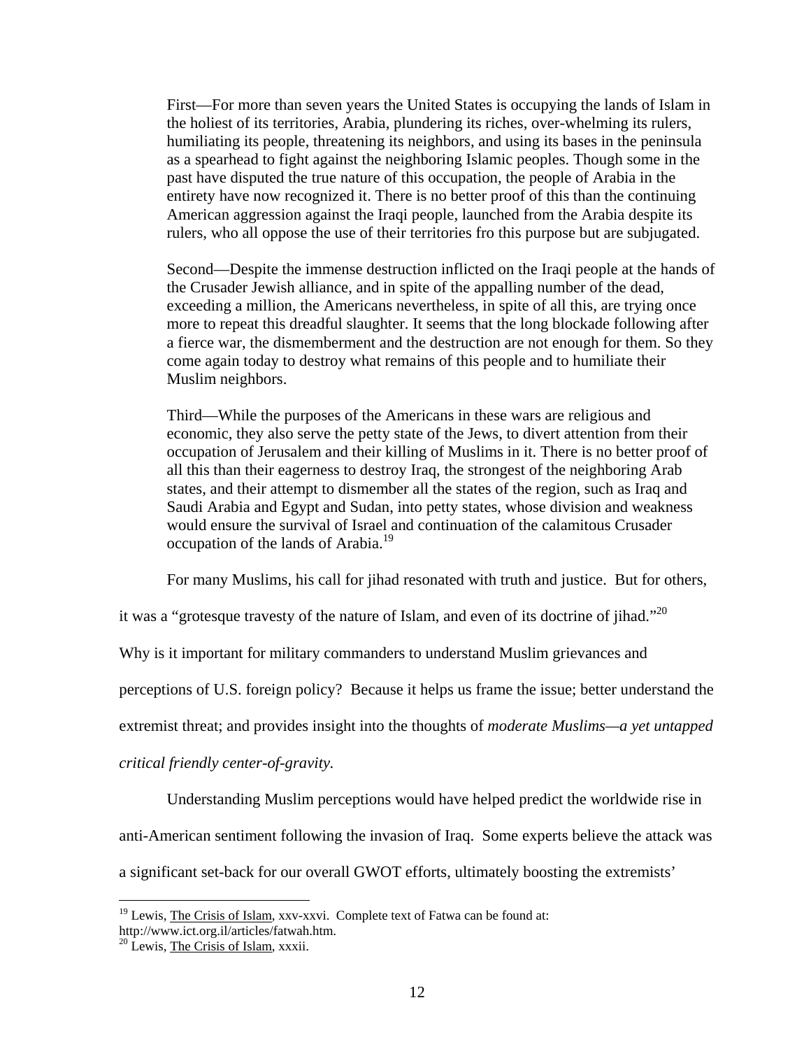> First—For more than seven years the United States is occupying the lands of Islam in the holiest of its territories, Arabia, plundering its riches, over-whelming its rulers, humiliating its people, threatening its neighbors, and using its bases in the peninsula as a spearhead to fight against the neighboring Islamic peoples. Though some in the past have disputed the true nature of this occupation, the people of Arabia in the entirety have now recognized it. There is no better proof of this than the continuing American aggression against the Iraqi people, launched from the Arabia despite its rulers, who all oppose the use of their territories fro this purpose but are subjugated.
>
> Second—Despite the immense destruction inflicted on the Iraqi people at the hands of the Crusader Jewish alliance, and in spite of the appalling number of the dead, exceeding a million, the Americans nevertheless, in spite of all this, are trying once more to repeat this dreadful slaughter. It seems that the long blockade following after a fierce war, the dismemberment and the destruction are not enough for them. So they come again today to destroy what remains of this people and to humiliate their Muslim neighbors.
>
> Third—While the purposes of the Americans in these wars are religious and economic, they also serve the petty state of the Jews, to divert attention from their occupation of Jerusalem and their killing of Muslims in it. There is no better proof of all this than their eagerness to destroy Iraq, the strongest of the neighboring Arab states, and their attempt to dismember all the states of the region, such as Iraq and Saudi Arabia and Egypt and Sudan, into petty states, whose division and weakness would ensure the survival of Israel and continuation of the calamitous Crusader occupation of the lands of Arabia.[19]

For many Muslims, his call for jihad resonated with truth and justice. But for others, it was a "grotesque travesty of the nature of Islam, and even of its doctrine of jihad."[20] Why is it important for military commanders to understand Muslim grievances and perceptions of U.S. foreign policy? Because it helps us frame the issue; better understand the extremist threat; and provides insight into the thoughts of *moderate Muslims—a yet untapped critical friendly center-of-gravity.*

Understanding Muslim perceptions would have helped predict the worldwide rise in anti-American sentiment following the invasion of Iraq. Some experts believe the attack was a significant set-back for our overall GWOT efforts, ultimately boosting the extremists'

---

[19] Lewis, The Crisis of Islam, xxv-xxvi. Complete text of Fatwa can be found at: http://www.ict.org.il/articles/fatwah.htm.

[20] Lewis, The Crisis of Islam, xxxii.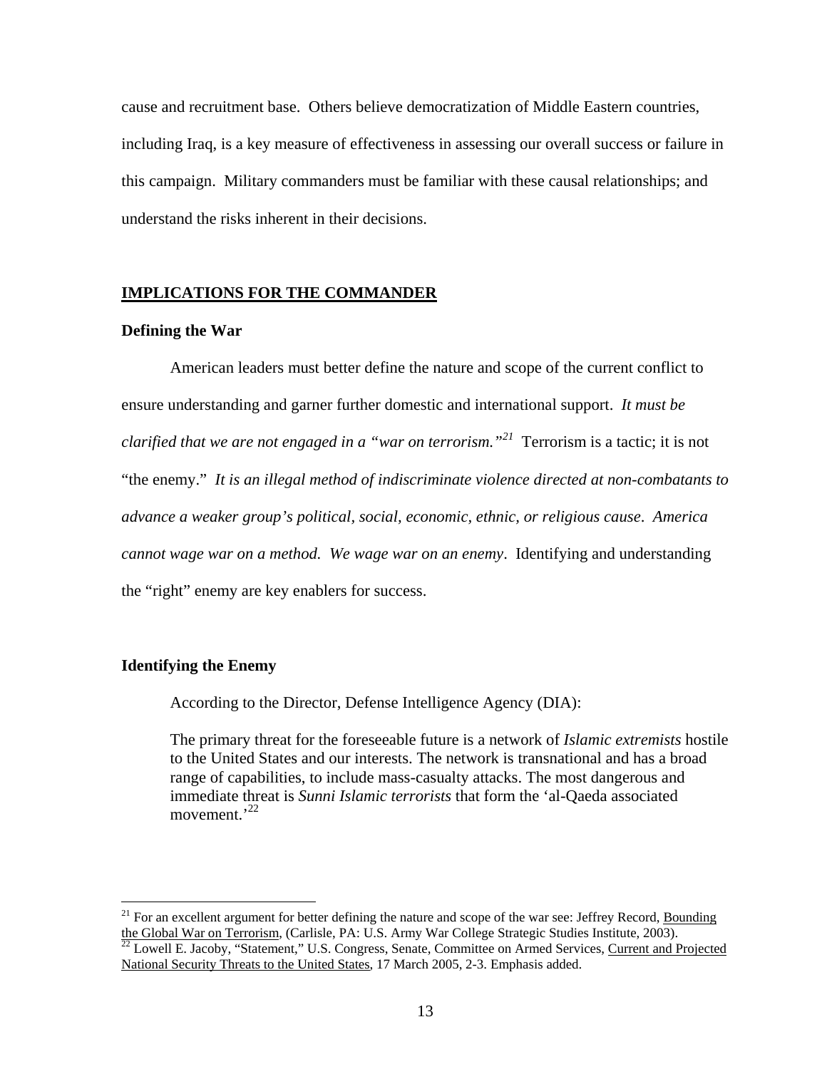cause and recruitment base. Others believe democratization of Middle Eastern countries, including Iraq, is a key measure of effectiveness in assessing our overall success or failure in this campaign. Military commanders must be familiar with these causal relationships; and understand the risks inherent in their decisions.

## IMPLICATIONS FOR THE COMMANDER

### Defining the War

American leaders must better define the nature and scope of the current conflict to ensure understanding and garner further domestic and international support. *It must be clarified that we are not engaged in a "war on terrorism."*[21] Terrorism is a tactic; it is not "the enemy." *It is an illegal method of indiscriminate violence directed at non-combatants to advance a weaker group's political, social, economic, ethnic, or religious cause*. *America cannot wage war on a method. We wage war on an enemy*. Identifying and understanding the "right" enemy are key enablers for success.

### Identifying the Enemy

According to the Director, Defense Intelligence Agency (DIA):

> The primary threat for the foreseeable future is a network of *Islamic extremists* hostile to the United States and our interests. The network is transnational and has a broad range of capabilities, to include mass-casualty attacks. The most dangerous and immediate threat is *Sunni Islamic terrorists* that form the 'al-Qaeda associated movement.'[22]

---

[21] For an excellent argument for better defining the nature and scope of the war see: Jeffrey Record, Bounding the Global War on Terrorism, (Carlisle, PA: U.S. Army War College Strategic Studies Institute, 2003).

[22] Lowell E. Jacoby, "Statement," U.S. Congress, Senate, Committee on Armed Services, Current and Projected National Security Threats to the United States, 17 March 2005, 2-3. Emphasis added.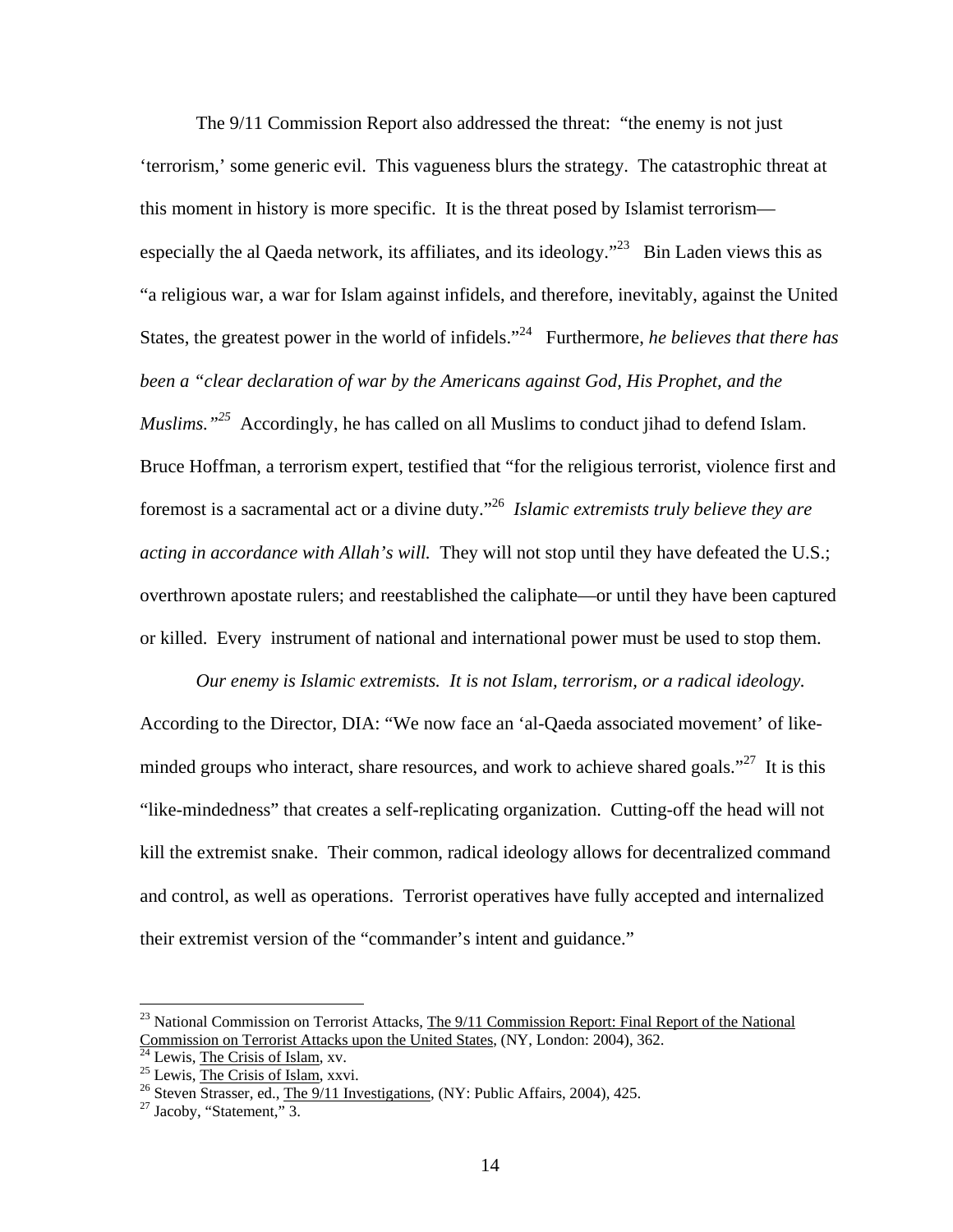The 9/11 Commission Report also addressed the threat: "the enemy is not just 'terrorism,' some generic evil. This vagueness blurs the strategy. The catastrophic threat at this moment in history is more specific. It is the threat posed by Islamist terrorism—especially the al Qaeda network, its affiliates, and its ideology."[23] Bin Laden views this as "a religious war, a war for Islam against infidels, and therefore, inevitably, against the United States, the greatest power in the world of infidels."[24] Furthermore, *he believes that there has been a "clear declaration of war by the Americans against God, His Prophet, and the Muslims."*[25] Accordingly, he has called on all Muslims to conduct jihad to defend Islam. Bruce Hoffman, a terrorism expert, testified that "for the religious terrorist, violence first and foremost is a sacramental act or a divine duty."[26] *Islamic extremists truly believe they are acting in accordance with Allah's will.* They will not stop until they have defeated the U.S.; overthrown apostate rulers; and reestablished the caliphate—or until they have been captured or killed. Every instrument of national and international power must be used to stop them.

*Our enemy is Islamic extremists. It is not Islam, terrorism, or a radical ideology.* According to the Director, DIA: "We now face an 'al-Qaeda associated movement' of like-minded groups who interact, share resources, and work to achieve shared goals."[27] It is this "like-mindedness" that creates a self-replicating organization. Cutting-off the head will not kill the extremist snake. Their common, radical ideology allows for decentralized command and control, as well as operations. Terrorist operatives have fully accepted and internalized their extremist version of the "commander's intent and guidance."

---

[23] National Commission on Terrorist Attacks, The 9/11 Commission Report: Final Report of the National Commission on Terrorist Attacks upon the United States, (NY, London: 2004), 362.

[24] Lewis, The Crisis of Islam, xv.

[25] Lewis, The Crisis of Islam, xxvi.

[26] Steven Strasser, ed., The 9/11 Investigations, (NY: Public Affairs, 2004), 425.

[27] Jacoby, "Statement," 3.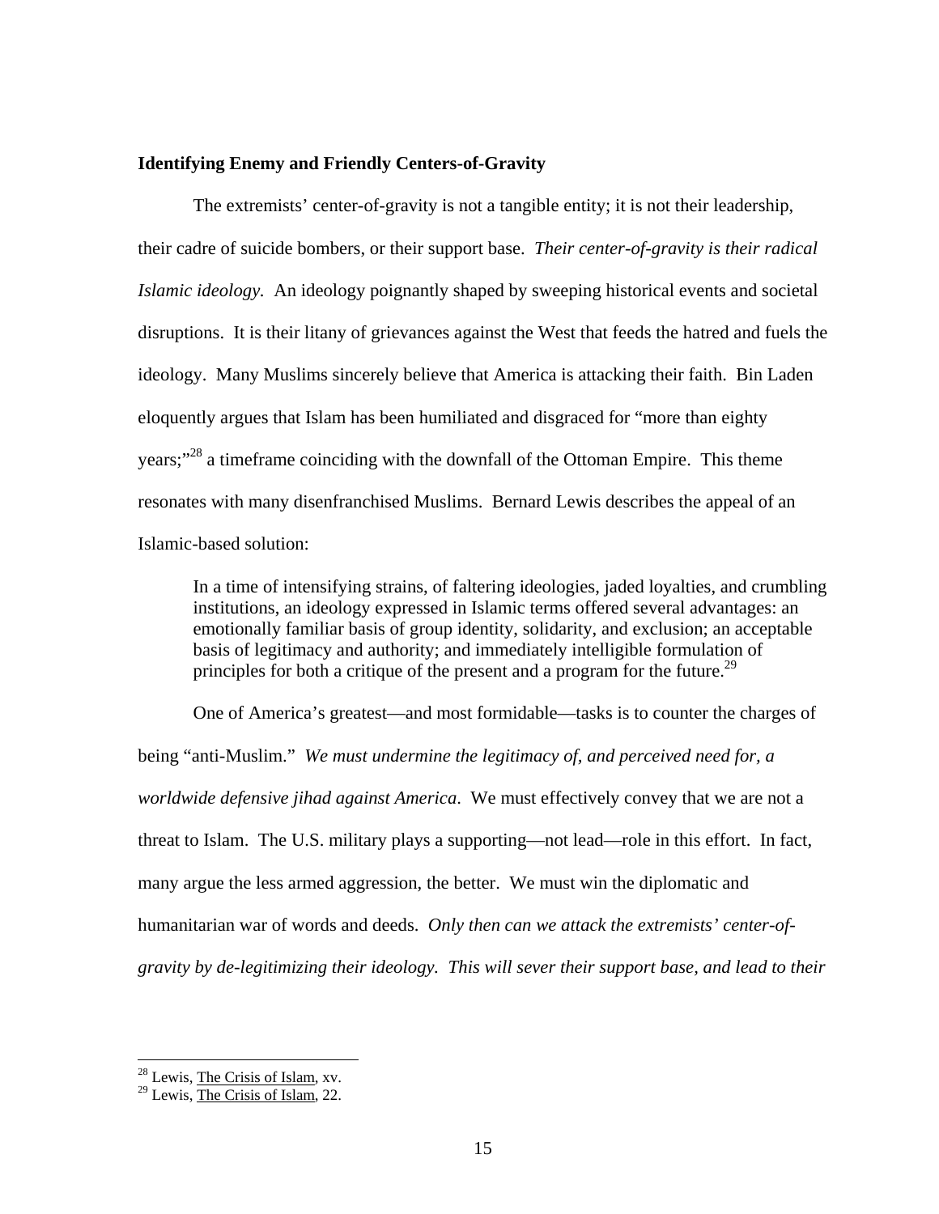**Identifying Enemy and Friendly Centers-of-Gravity**

The extremists' center-of-gravity is not a tangible entity; it is not their leadership, their cadre of suicide bombers, or their support base. *Their center-of-gravity is their radical Islamic ideology.* An ideology poignantly shaped by sweeping historical events and societal disruptions. It is their litany of grievances against the West that feeds the hatred and fuels the ideology. Many Muslims sincerely believe that America is attacking their faith. Bin Laden eloquently argues that Islam has been humiliated and disgraced for "more than eighty years;"[28] a timeframe coinciding with the downfall of the Ottoman Empire. This theme resonates with many disenfranchised Muslims. Bernard Lewis describes the appeal of an Islamic-based solution:

> In a time of intensifying strains, of faltering ideologies, jaded loyalties, and crumbling institutions, an ideology expressed in Islamic terms offered several advantages: an emotionally familiar basis of group identity, solidarity, and exclusion; an acceptable basis of legitimacy and authority; and immediately intelligible formulation of principles for both a critique of the present and a program for the future.[29]

One of America's greatest—and most formidable—tasks is to counter the charges of being "anti-Muslim." *We must undermine the legitimacy of, and perceived need for, a worldwide defensive jihad against America.* We must effectively convey that we are not a threat to Islam. The U.S. military plays a supporting—not lead—role in this effort. In fact, many argue the less armed aggression, the better. We must win the diplomatic and humanitarian war of words and deeds. *Only then can we attack the extremists' center-of-gravity by de-legitimizing their ideology. This will sever their support base, and lead to their*

---

[28] Lewis, The Crisis of Islam, xv.

[29] Lewis, The Crisis of Islam, 22.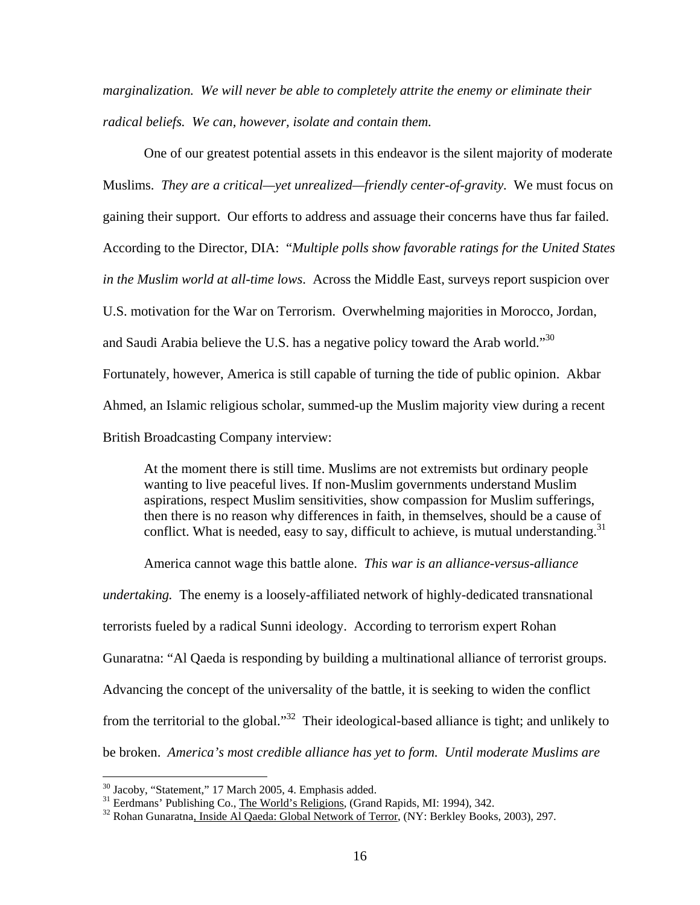*marginalization. We will never be able to completely attrite the enemy or eliminate their radical beliefs. We can, however, isolate and contain them.*

One of our greatest potential assets in this endeavor is the silent majority of moderate Muslims. *They are a critical—yet unrealized—friendly center-of-gravity*. We must focus on gaining their support. Our efforts to address and assuage their concerns have thus far failed. According to the Director, DIA: "*Multiple polls show favorable ratings for the United States in the Muslim world at all-time lows*. Across the Middle East, surveys report suspicion over U.S. motivation for the War on Terrorism. Overwhelming majorities in Morocco, Jordan, and Saudi Arabia believe the U.S. has a negative policy toward the Arab world."[30] Fortunately, however, America is still capable of turning the tide of public opinion. Akbar Ahmed, an Islamic religious scholar, summed-up the Muslim majority view during a recent British Broadcasting Company interview:

> At the moment there is still time. Muslims are not extremists but ordinary people wanting to live peaceful lives. If non-Muslim governments understand Muslim aspirations, respect Muslim sensitivities, show compassion for Muslim sufferings, then there is no reason why differences in faith, in themselves, should be a cause of conflict. What is needed, easy to say, difficult to achieve, is mutual understanding.[31]

America cannot wage this battle alone. *This war is an alliance-versus-alliance undertaking.* The enemy is a loosely-affiliated network of highly-dedicated transnational terrorists fueled by a radical Sunni ideology. According to terrorism expert Rohan Gunaratna: "Al Qaeda is responding by building a multinational alliance of terrorist groups. Advancing the concept of the universality of the battle, it is seeking to widen the conflict from the territorial to the global."[32] Their ideological-based alliance is tight; and unlikely to be broken. *America's most credible alliance has yet to form. Until moderate Muslims are*

---

[30] Jacoby, "Statement," 17 March 2005, 4. Emphasis added.
[31] Eerdmans' Publishing Co., The World's Religions, (Grand Rapids, MI: 1994), 342.
[32] Rohan Gunaratna, Inside Al Qaeda: Global Network of Terror, (NY: Berkley Books, 2003), 297.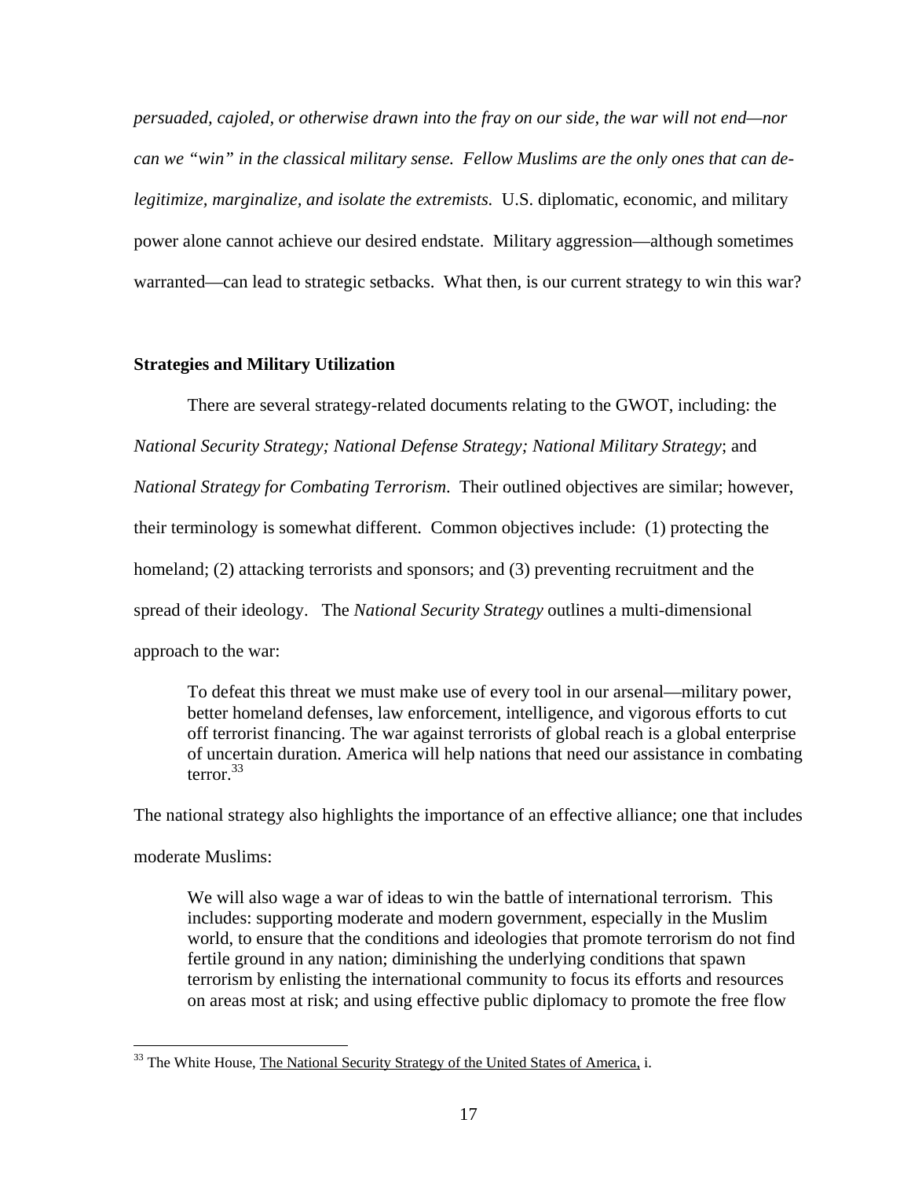*persuaded, cajoled, or otherwise drawn into the fray on our side, the war will not end—nor can we "win" in the classical military sense. Fellow Muslims are the only ones that can de-legitimize, marginalize, and isolate the extremists.* U.S. diplomatic, economic, and military power alone cannot achieve our desired endstate. Military aggression—although sometimes warranted—can lead to strategic setbacks. What then, is our current strategy to win this war?

**Strategies and Military Utilization**

There are several strategy-related documents relating to the GWOT, including: the *National Security Strategy; National Defense Strategy; National Military Strategy*; and *National Strategy for Combating Terrorism*. Their outlined objectives are similar; however, their terminology is somewhat different. Common objectives include: (1) protecting the homeland; (2) attacking terrorists and sponsors; and (3) preventing recruitment and the spread of their ideology. The *National Security Strategy* outlines a multi-dimensional approach to the war:

> To defeat this threat we must make use of every tool in our arsenal—military power, better homeland defenses, law enforcement, intelligence, and vigorous efforts to cut off terrorist financing. The war against terrorists of global reach is a global enterprise of uncertain duration. America will help nations that need our assistance in combating terror.[33]

The national strategy also highlights the importance of an effective alliance; one that includes moderate Muslims:

> We will also wage a war of ideas to win the battle of international terrorism. This includes: supporting moderate and modern government, especially in the Muslim world, to ensure that the conditions and ideologies that promote terrorism do not find fertile ground in any nation; diminishing the underlying conditions that spawn terrorism by enlisting the international community to focus its efforts and resources on areas most at risk; and using effective public diplomacy to promote the free flow

---

[33] The White House, The National Security Strategy of the United States of America, i.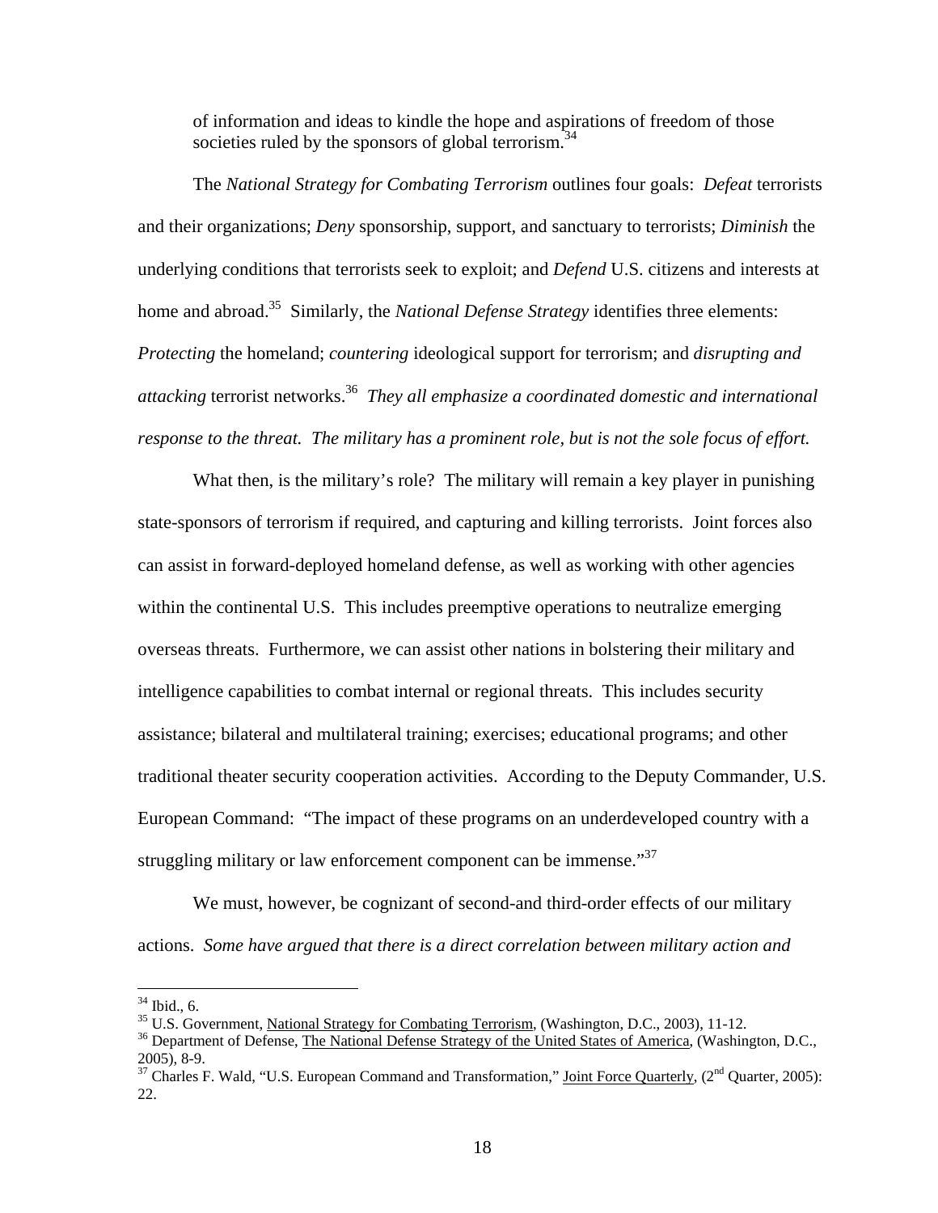> of information and ideas to kindle the hope and aspirations of freedom of those societies ruled by the sponsors of global terrorism.[34]

The *National Strategy for Combating Terrorism* outlines four goals: *Defeat* terrorists and their organizations; *Deny* sponsorship, support, and sanctuary to terrorists; *Diminish* the underlying conditions that terrorists seek to exploit; and *Defend* U.S. citizens and interests at home and abroad.[35] Similarly, the *National Defense Strategy* identifies three elements: *Protecting* the homeland; *countering* ideological support for terrorism; and *disrupting and attacking* terrorist networks.[36] *They all emphasize a coordinated domestic and international response to the threat. The military has a prominent role, but is not the sole focus of effort.*

What then, is the military's role? The military will remain a key player in punishing state-sponsors of terrorism if required, and capturing and killing terrorists. Joint forces also can assist in forward-deployed homeland defense, as well as working with other agencies within the continental U.S. This includes preemptive operations to neutralize emerging overseas threats. Furthermore, we can assist other nations in bolstering their military and intelligence capabilities to combat internal or regional threats. This includes security assistance; bilateral and multilateral training; exercises; educational programs; and other traditional theater security cooperation activities. According to the Deputy Commander, U.S. European Command: "The impact of these programs on an underdeveloped country with a struggling military or law enforcement component can be immense."[37]

We must, however, be cognizant of second-and third-order effects of our military actions. *Some have argued that there is a direct correlation between military action and*

---

[34] Ibid., 6.

[35] U.S. Government, National Strategy for Combating Terrorism, (Washington, D.C., 2003), 11-12.

[36] Department of Defense, The National Defense Strategy of the United States of America, (Washington, D.C., 2005), 8-9.

[37] Charles F. Wald, "U.S. European Command and Transformation," Joint Force Quarterly, (2nd Quarter, 2005): 22.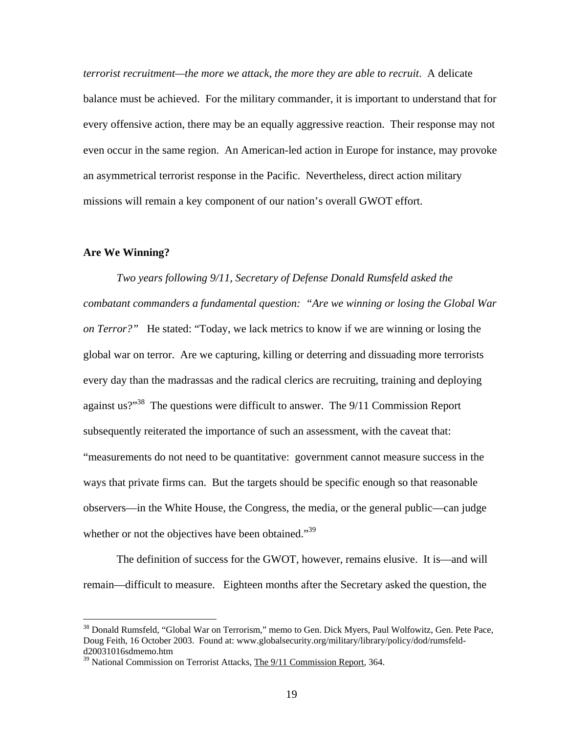*terrorist recruitment—the more we attack, the more they are able to recruit*. A delicate balance must be achieved. For the military commander, it is important to understand that for every offensive action, there may be an equally aggressive reaction. Their response may not even occur in the same region. An American-led action in Europe for instance, may provoke an asymmetrical terrorist response in the Pacific. Nevertheless, direct action military missions will remain a key component of our nation's overall GWOT effort.

**Are We Winning?**

*Two years following 9/11, Secretary of Defense Donald Rumsfeld asked the combatant commanders a fundamental question: "Are we winning or losing the Global War on Terror?"* He stated: "Today, we lack metrics to know if we are winning or losing the global war on terror. Are we capturing, killing or deterring and dissuading more terrorists every day than the madrassas and the radical clerics are recruiting, training and deploying against us?"[38] The questions were difficult to answer. The 9/11 Commission Report subsequently reiterated the importance of such an assessment, with the caveat that: "measurements do not need to be quantitative: government cannot measure success in the ways that private firms can. But the targets should be specific enough so that reasonable observers—in the White House, the Congress, the media, or the general public—can judge whether or not the objectives have been obtained."[39]

The definition of success for the GWOT, however, remains elusive. It is—and will remain—difficult to measure. Eighteen months after the Secretary asked the question, the

---

[38] Donald Rumsfeld, "Global War on Terrorism," memo to Gen. Dick Myers, Paul Wolfowitz, Gen. Pete Pace, Doug Feith, 16 October 2003. Found at: www.globalsecurity.org/military/library/policy/dod/rumsfeld-d20031016sdmemo.htm

[39] National Commission on Terrorist Attacks, The 9/11 Commission Report, 364.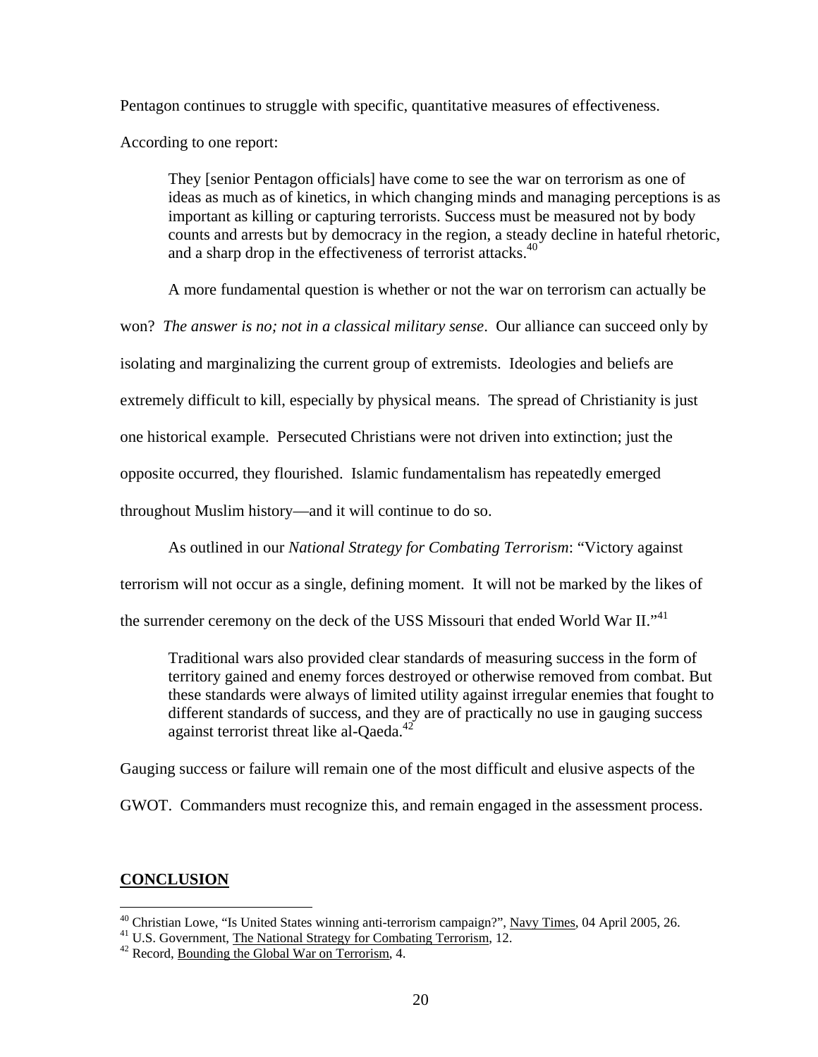Pentagon continues to struggle with specific, quantitative measures of effectiveness. According to one report:

> They [senior Pentagon officials] have come to see the war on terrorism as one of ideas as much as of kinetics, in which changing minds and managing perceptions is as important as killing or capturing terrorists. Success must be measured not by body counts and arrests but by democracy in the region, a steady decline in hateful rhetoric, and a sharp drop in the effectiveness of terrorist attacks.[40]

A more fundamental question is whether or not the war on terrorism can actually be won? *The answer is no; not in a classical military sense*. Our alliance can succeed only by isolating and marginalizing the current group of extremists. Ideologies and beliefs are extremely difficult to kill, especially by physical means. The spread of Christianity is just one historical example. Persecuted Christians were not driven into extinction; just the opposite occurred, they flourished. Islamic fundamentalism has repeatedly emerged throughout Muslim history—and it will continue to do so.

As outlined in our *National Strategy for Combating Terrorism*: "Victory against terrorism will not occur as a single, defining moment. It will not be marked by the likes of the surrender ceremony on the deck of the USS Missouri that ended World War II."[41]

> Traditional wars also provided clear standards of measuring success in the form of territory gained and enemy forces destroyed or otherwise removed from combat. But these standards were always of limited utility against irregular enemies that fought to different standards of success, and they are of practically no use in gauging success against terrorist threat like al-Qaeda.[42]

Gauging success or failure will remain one of the most difficult and elusive aspects of the GWOT. Commanders must recognize this, and remain engaged in the assessment process.

## CONCLUSION

---

[40] Christian Lowe, "Is United States winning anti-terrorism campaign?", Navy Times, 04 April 2005, 26.

[41] U.S. Government, The National Strategy for Combating Terrorism, 12.

[42] Record, Bounding the Global War on Terrorism, 4.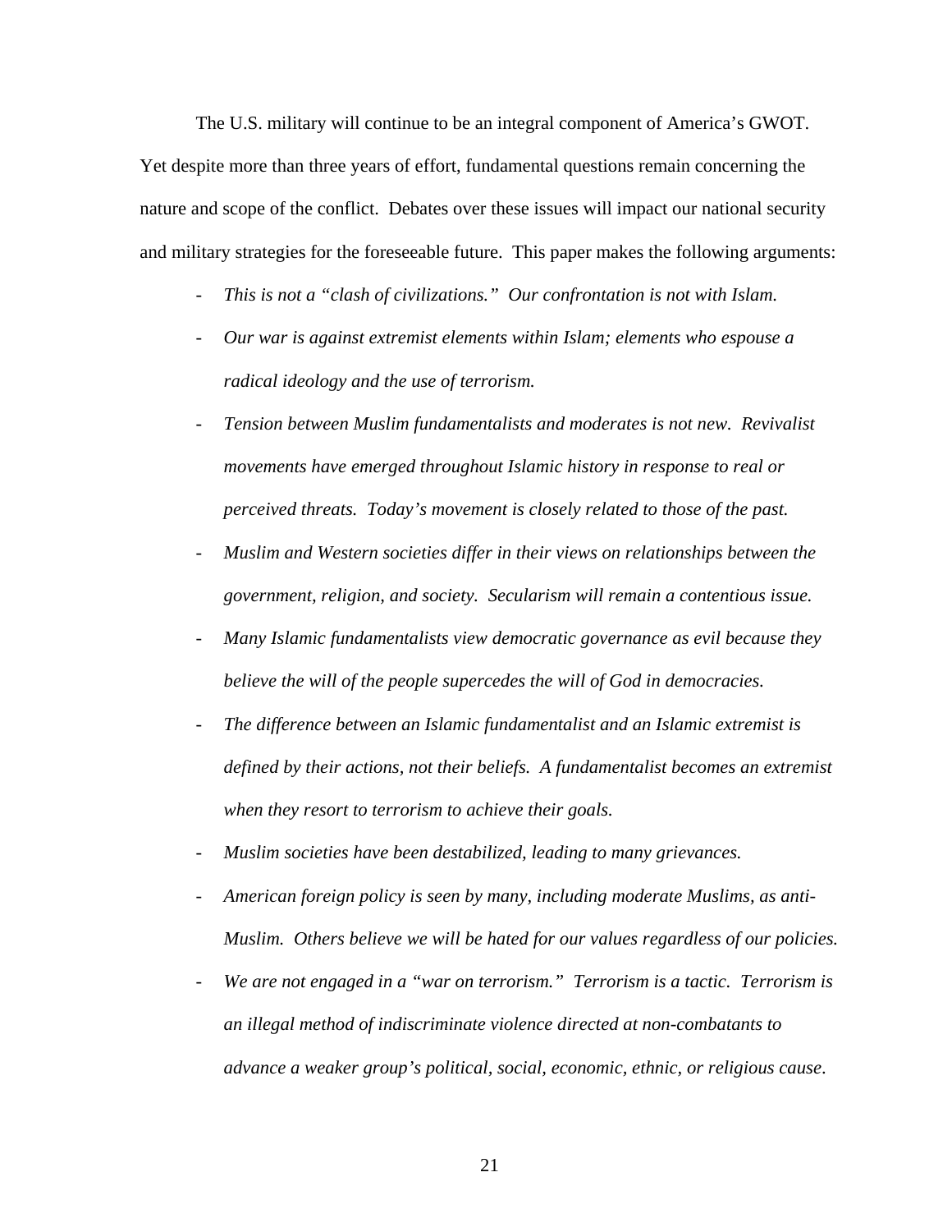The U.S. military will continue to be an integral component of America's GWOT. Yet despite more than three years of effort, fundamental questions remain concerning the nature and scope of the conflict. Debates over these issues will impact our national security and military strategies for the foreseeable future. This paper makes the following arguments:

- *This is not a "clash of civilizations." Our confrontation is not with Islam.*
- *Our war is against extremist elements within Islam; elements who espouse a radical ideology and the use of terrorism.*
- *Tension between Muslim fundamentalists and moderates is not new. Revivalist movements have emerged throughout Islamic history in response to real or perceived threats. Today's movement is closely related to those of the past.*
- *Muslim and Western societies differ in their views on relationships between the government, religion, and society. Secularism will remain a contentious issue.*
- *Many Islamic fundamentalists view democratic governance as evil because they believe the will of the people supercedes the will of God in democracies.*
- *The difference between an Islamic fundamentalist and an Islamic extremist is defined by their actions, not their beliefs. A fundamentalist becomes an extremist when they resort to terrorism to achieve their goals.*
- *Muslim societies have been destabilized, leading to many grievances.*
- *American foreign policy is seen by many, including moderate Muslims, as anti-Muslim. Others believe we will be hated for our values regardless of our policies.*
- *We are not engaged in a "war on terrorism." Terrorism is a tactic. Terrorism is an illegal method of indiscriminate violence directed at non-combatants to advance a weaker group's political, social, economic, ethnic, or religious cause.*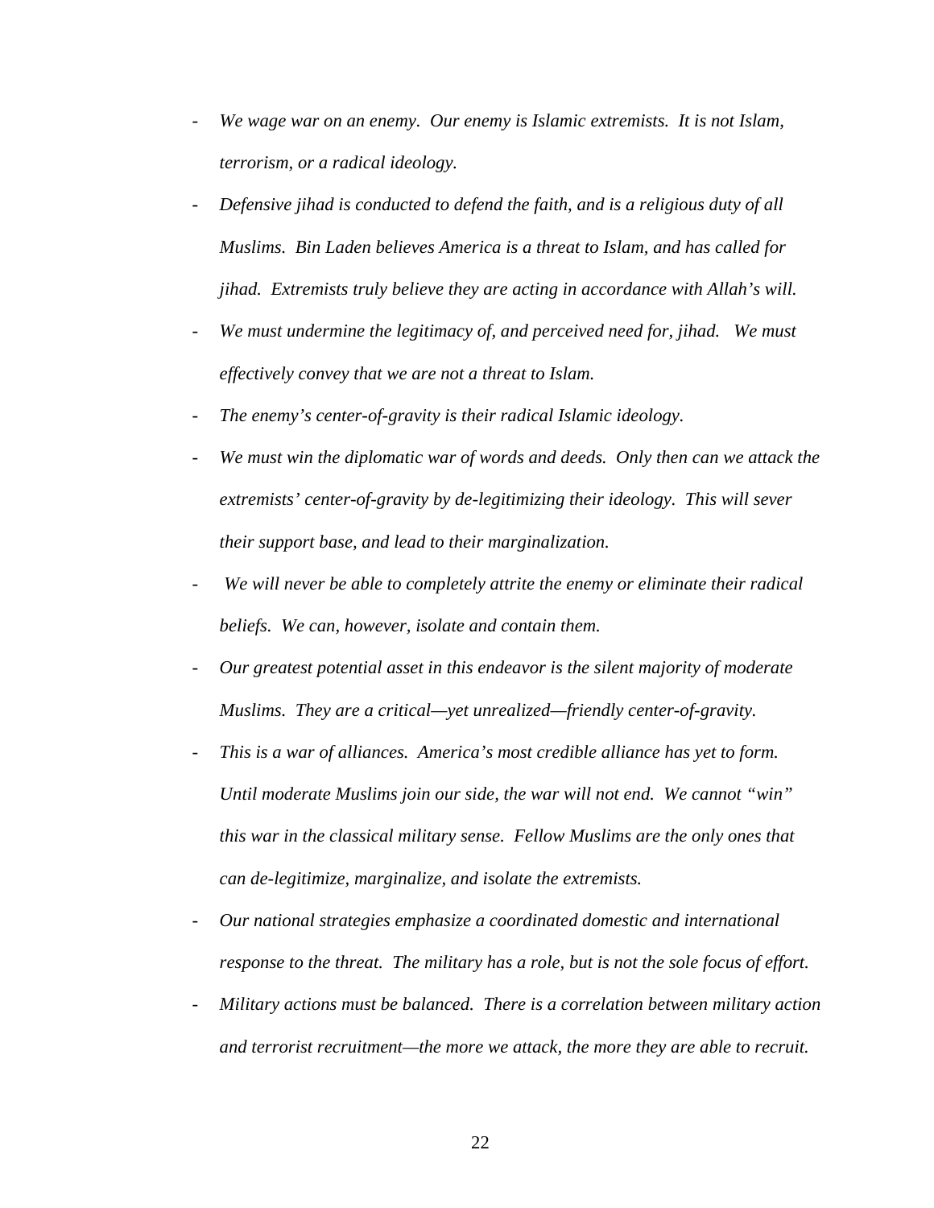- *We wage war on an enemy. Our enemy is Islamic extremists. It is not Islam, terrorism, or a radical ideology.*
- *Defensive jihad is conducted to defend the faith, and is a religious duty of all Muslims. Bin Laden believes America is a threat to Islam, and has called for jihad. Extremists truly believe they are acting in accordance with Allah's will.*
- *We must undermine the legitimacy of, and perceived need for, jihad. We must effectively convey that we are not a threat to Islam.*
- *The enemy's center-of-gravity is their radical Islamic ideology.*
- *We must win the diplomatic war of words and deeds. Only then can we attack the extremists' center-of-gravity by de-legitimizing their ideology. This will sever their support base, and lead to their marginalization.*
- *We will never be able to completely attrite the enemy or eliminate their radical beliefs. We can, however, isolate and contain them.*
- *Our greatest potential asset in this endeavor is the silent majority of moderate Muslims. They are a critical—yet unrealized—friendly center-of-gravity.*
- *This is a war of alliances. America's most credible alliance has yet to form. Until moderate Muslims join our side, the war will not end. We cannot "win" this war in the classical military sense. Fellow Muslims are the only ones that can de-legitimize, marginalize, and isolate the extremists.*
- *Our national strategies emphasize a coordinated domestic and international response to the threat. The military has a role, but is not the sole focus of effort.*
- *Military actions must be balanced. There is a correlation between military action and terrorist recruitment—the more we attack, the more they are able to recruit.*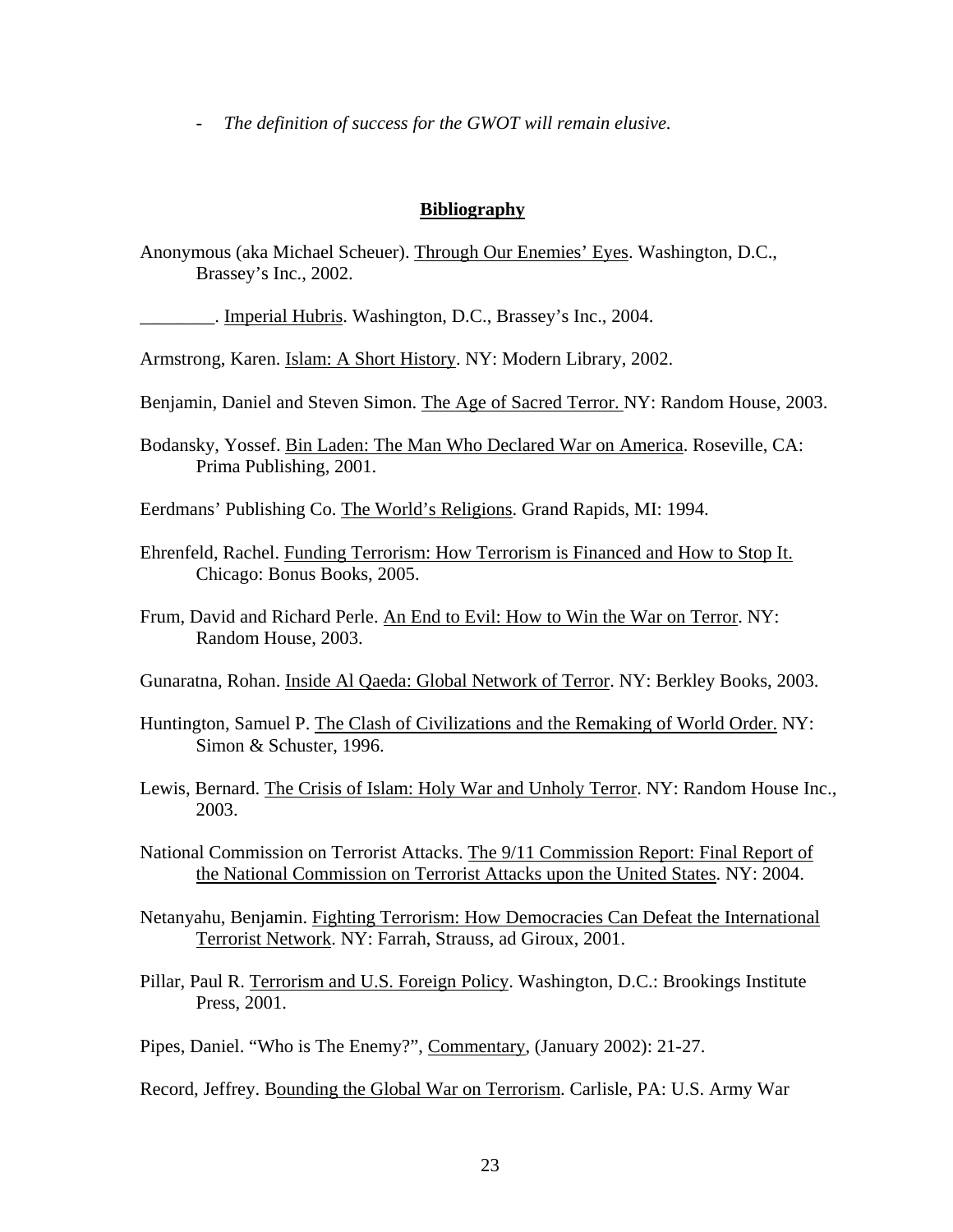- *The definition of success for the GWOT will remain elusive.*

## Bibliography

Anonymous (aka Michael Scheuer). Through Our Enemies' Eyes. Washington, D.C., Brassey's Inc., 2002.

________. Imperial Hubris. Washington, D.C., Brassey's Inc., 2004.

Armstrong, Karen. Islam: A Short History. NY: Modern Library, 2002.

Benjamin, Daniel and Steven Simon. The Age of Sacred Terror. NY: Random House, 2003.

Bodansky, Yossef. Bin Laden: The Man Who Declared War on America. Roseville, CA: Prima Publishing, 2001.

Eerdmans' Publishing Co. The World's Religions. Grand Rapids, MI: 1994.

Ehrenfeld, Rachel. Funding Terrorism: How Terrorism is Financed and How to Stop It. Chicago: Bonus Books, 2005.

Frum, David and Richard Perle. An End to Evil: How to Win the War on Terror. NY: Random House, 2003.

Gunaratna, Rohan. Inside Al Qaeda: Global Network of Terror. NY: Berkley Books, 2003.

Huntington, Samuel P. The Clash of Civilizations and the Remaking of World Order. NY: Simon & Schuster, 1996.

Lewis, Bernard. The Crisis of Islam: Holy War and Unholy Terror. NY: Random House Inc., 2003.

National Commission on Terrorist Attacks. The 9/11 Commission Report: Final Report of the National Commission on Terrorist Attacks upon the United States. NY: 2004.

Netanyahu, Benjamin. Fighting Terrorism: How Democracies Can Defeat the International Terrorist Network. NY: Farrah, Strauss, ad Giroux, 2001.

Pillar, Paul R. Terrorism and U.S. Foreign Policy. Washington, D.C.: Brookings Institute Press, 2001.

Pipes, Daniel. "Who is The Enemy?", Commentary, (January 2002): 21-27.

Record, Jeffrey. Bounding the Global War on Terrorism. Carlisle, PA: U.S. Army War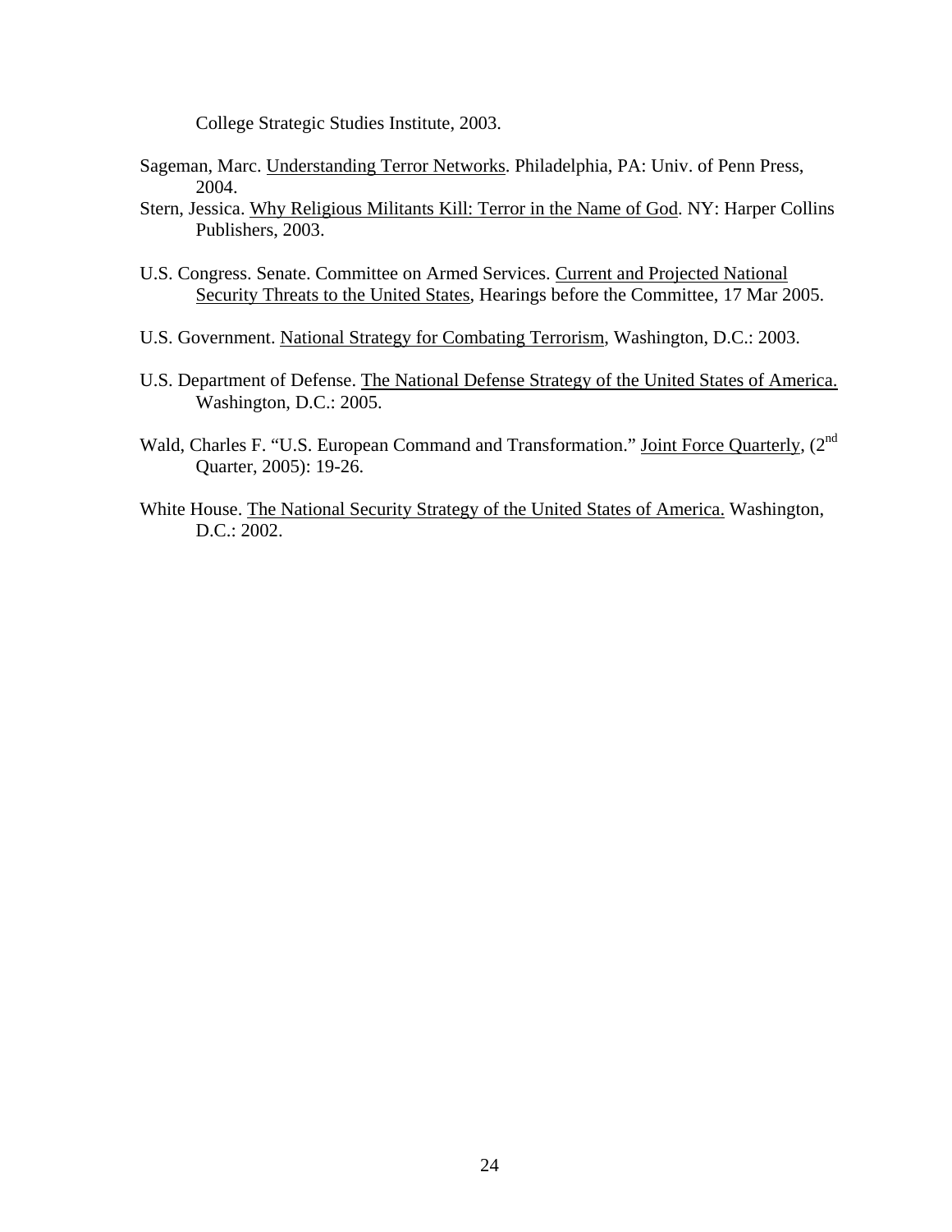College Strategic Studies Institute, 2003.

Sageman, Marc. Understanding Terror Networks. Philadelphia, PA: Univ. of Penn Press, 2004.

Stern, Jessica. Why Religious Militants Kill: Terror in the Name of God. NY: Harper Collins Publishers, 2003.

U.S. Congress. Senate. Committee on Armed Services. Current and Projected National Security Threats to the United States, Hearings before the Committee, 17 Mar 2005.

U.S. Government. National Strategy for Combating Terrorism, Washington, D.C.: 2003.

U.S. Department of Defense. The National Defense Strategy of the United States of America. Washington, D.C.: 2005.

Wald, Charles F. "U.S. European Command and Transformation." Joint Force Quarterly, (2nd Quarter, 2005): 19-26.

White House. The National Security Strategy of the United States of America. Washington, D.C.: 2002.